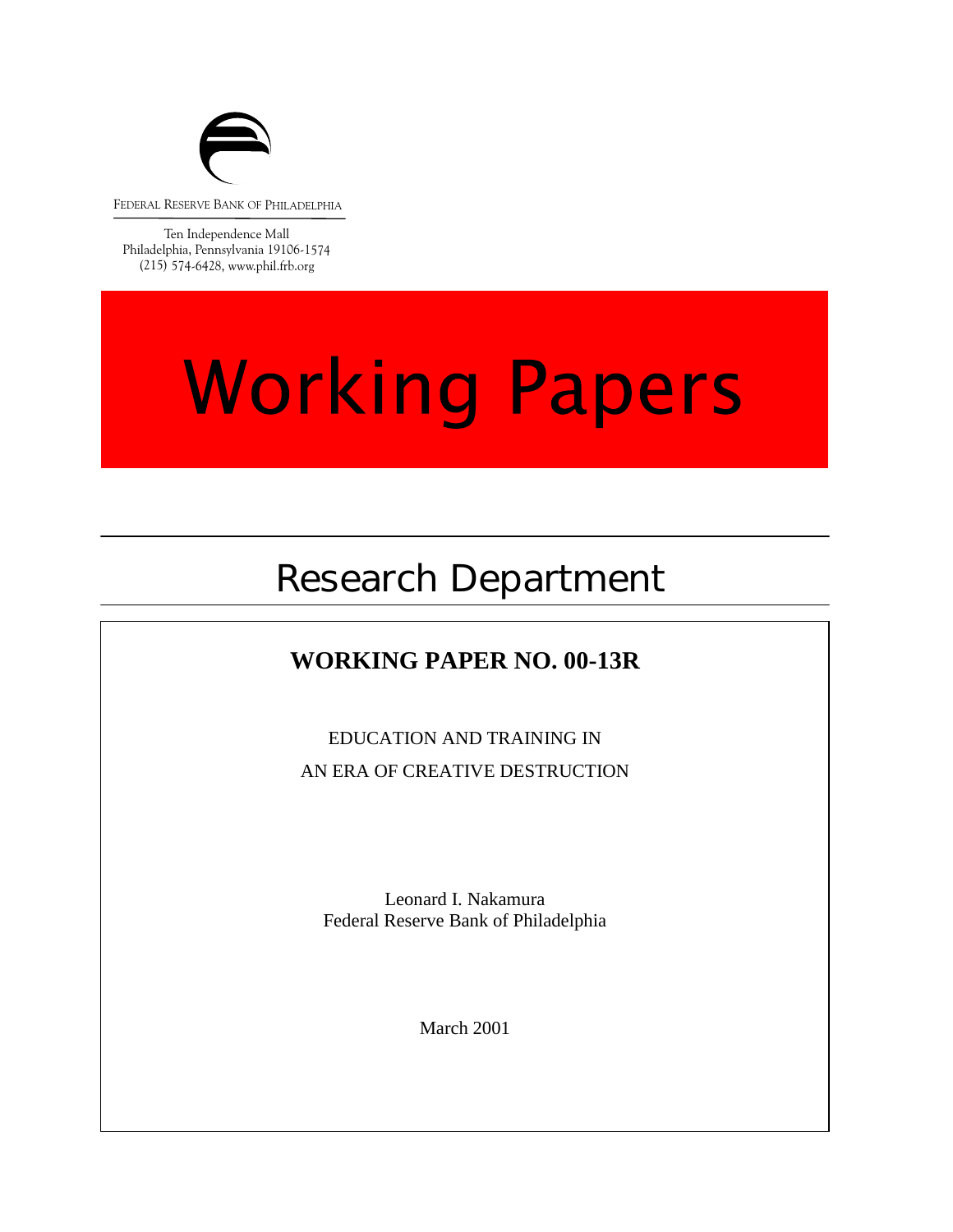FEDERAL RESERVE BANK OF PHILADELPHIA

Ten Independence Mall
Philadelphia, Pennsylvania 19106-1574
(215) 574-6428, www.phil.frb.org

# Working Papers

## Research Department

**WORKING PAPER NO. 00-13R**

EDUCATION AND TRAINING IN
AN ERA OF CREATIVE DESTRUCTION

Leonard I. Nakamura
Federal Reserve Bank of Philadelphia

March 2001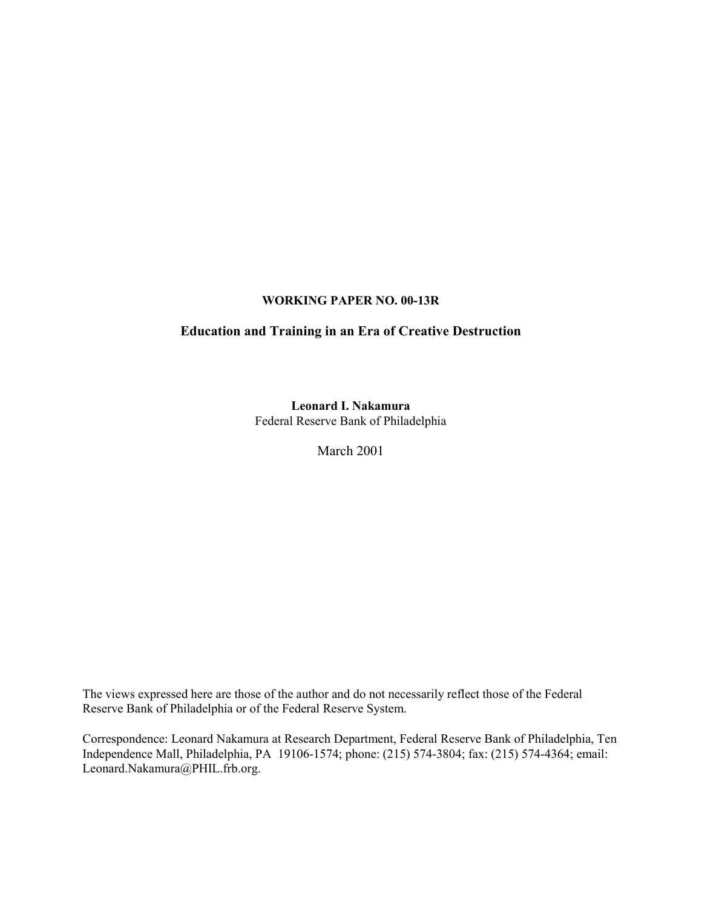**WORKING PAPER NO. 00-13R**

## Education and Training in an Era of Creative Destruction

**Leonard I. Nakamura**
Federal Reserve Bank of Philadelphia

March 2001

The views expressed here are those of the author and do not necessarily reflect those of the Federal Reserve Bank of Philadelphia or of the Federal Reserve System.

Correspondence: Leonard Nakamura at Research Department, Federal Reserve Bank of Philadelphia, Ten Independence Mall, Philadelphia, PA 19106-1574; phone: (215) 574-3804; fax: (215) 574-4364; email: Leonard.Nakamura@PHIL.frb.org.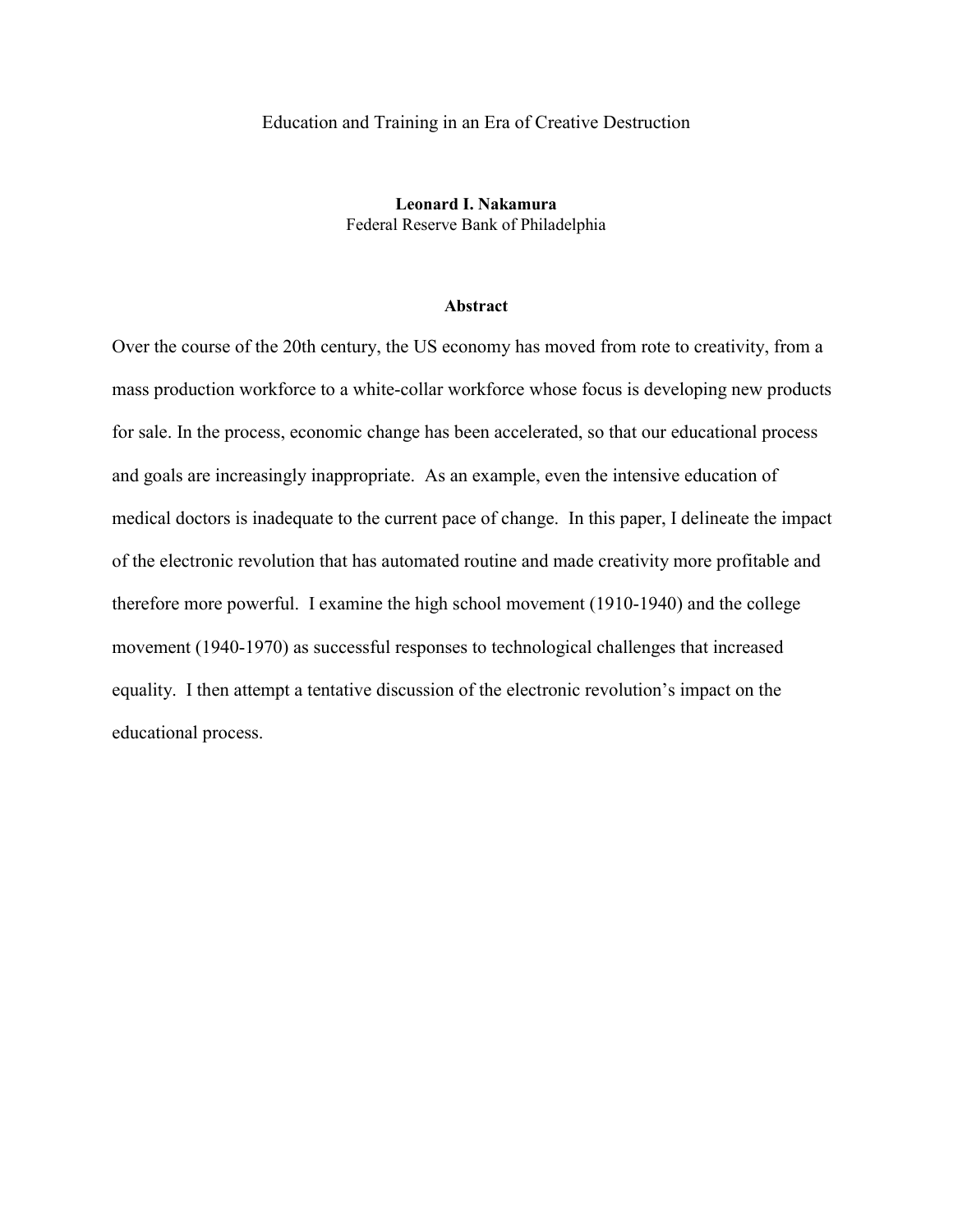# Education and Training in an Era of Creative Destruction

**Leonard I. Nakamura**
Federal Reserve Bank of Philadelphia

## Abstract

Over the course of the 20th century, the US economy has moved from rote to creativity, from a mass production workforce to a white-collar workforce whose focus is developing new products for sale. In the process, economic change has been accelerated, so that our educational process and goals are increasingly inappropriate. As an example, even the intensive education of medical doctors is inadequate to the current pace of change. In this paper, I delineate the impact of the electronic revolution that has automated routine and made creativity more profitable and therefore more powerful. I examine the high school movement (1910-1940) and the college movement (1940-1970) as successful responses to technological challenges that increased equality. I then attempt a tentative discussion of the electronic revolution's impact on the educational process.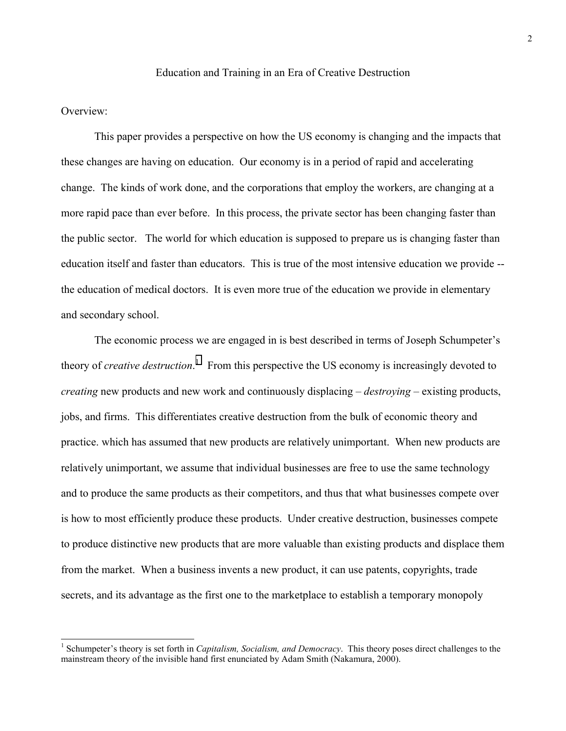# Education and Training in an Era of Creative Destruction

Overview:

This paper provides a perspective on how the US economy is changing and the impacts that these changes are having on education. Our economy is in a period of rapid and accelerating change. The kinds of work done, and the corporations that employ the workers, are changing at a more rapid pace than ever before. In this process, the private sector has been changing faster than the public sector. The world for which education is supposed to prepare us is changing faster than education itself and faster than educators. This is true of the most intensive education we provide -- the education of medical doctors. It is even more true of the education we provide in elementary and secondary school.

The economic process we are engaged in is best described in terms of Joseph Schumpeter's theory of *creative destruction*.[1] From this perspective the US economy is increasingly devoted to *creating* new products and new work and continuously displacing – *destroying* – existing products, jobs, and firms. This differentiates creative destruction from the bulk of economic theory and practice. which has assumed that new products are relatively unimportant. When new products are relatively unimportant, we assume that individual businesses are free to use the same technology and to produce the same products as their competitors, and thus that what businesses compete over is how to most efficiently produce these products. Under creative destruction, businesses compete to produce distinctive new products that are more valuable than existing products and displace them from the market. When a business invents a new product, it can use patents, copyrights, trade secrets, and its advantage as the first one to the marketplace to establish a temporary monopoly

---

[1] Schumpeter's theory is set forth in *Capitalism, Socialism, and Democracy*. This theory poses direct challenges to the mainstream theory of the invisible hand first enunciated by Adam Smith (Nakamura, 2000).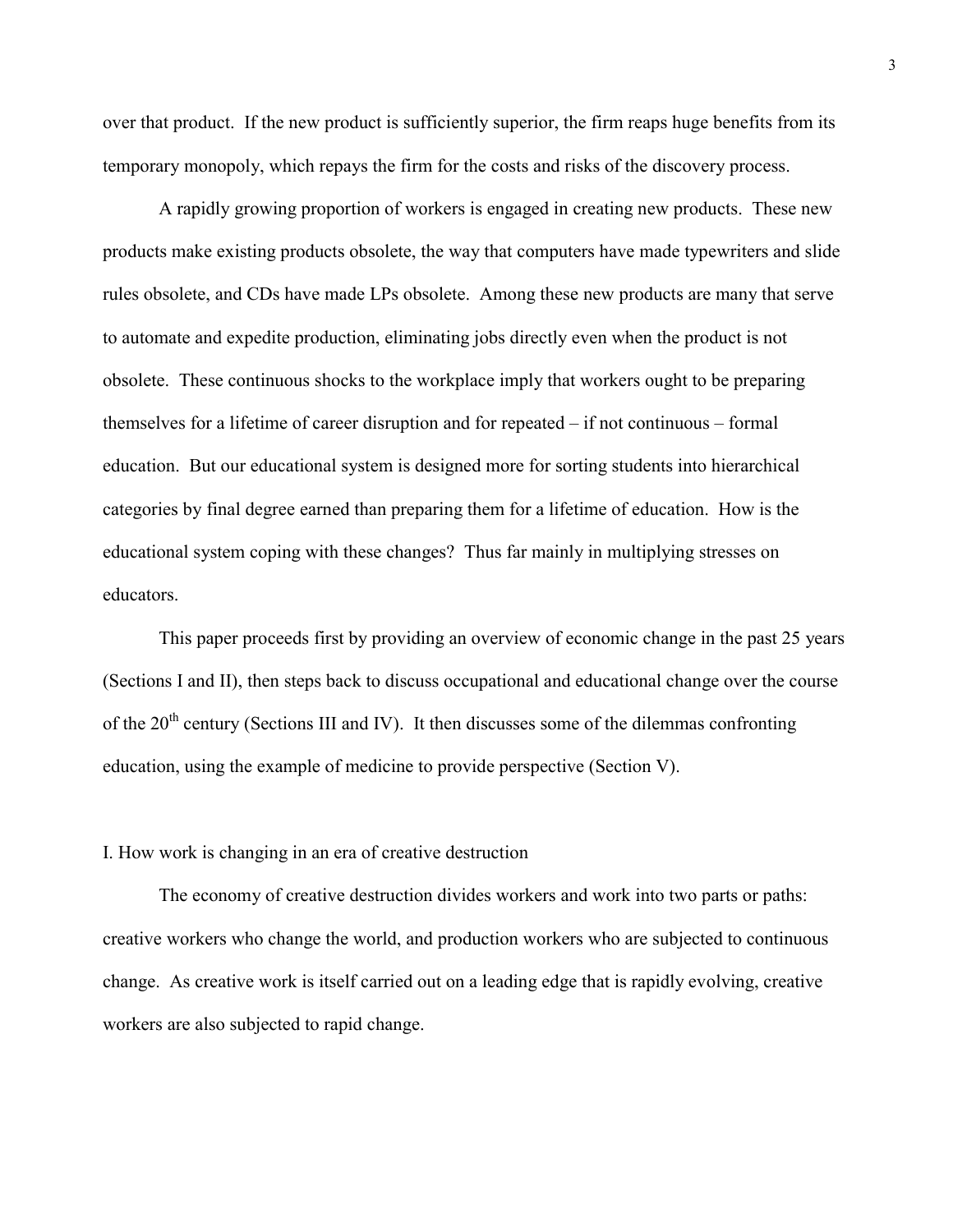over that product. If the new product is sufficiently superior, the firm reaps huge benefits from its temporary monopoly, which repays the firm for the costs and risks of the discovery process.

A rapidly growing proportion of workers is engaged in creating new products. These new products make existing products obsolete, the way that computers have made typewriters and slide rules obsolete, and CDs have made LPs obsolete. Among these new products are many that serve to automate and expedite production, eliminating jobs directly even when the product is not obsolete. These continuous shocks to the workplace imply that workers ought to be preparing themselves for a lifetime of career disruption and for repeated – if not continuous – formal education. But our educational system is designed more for sorting students into hierarchical categories by final degree earned than preparing them for a lifetime of education. How is the educational system coping with these changes? Thus far mainly in multiplying stresses on educators.

This paper proceeds first by providing an overview of economic change in the past 25 years (Sections I and II), then steps back to discuss occupational and educational change over the course of the 20th century (Sections III and IV). It then discusses some of the dilemmas confronting education, using the example of medicine to provide perspective (Section V).

## I. How work is changing in an era of creative destruction

The economy of creative destruction divides workers and work into two parts or paths: creative workers who change the world, and production workers who are subjected to continuous change. As creative work is itself carried out on a leading edge that is rapidly evolving, creative workers are also subjected to rapid change.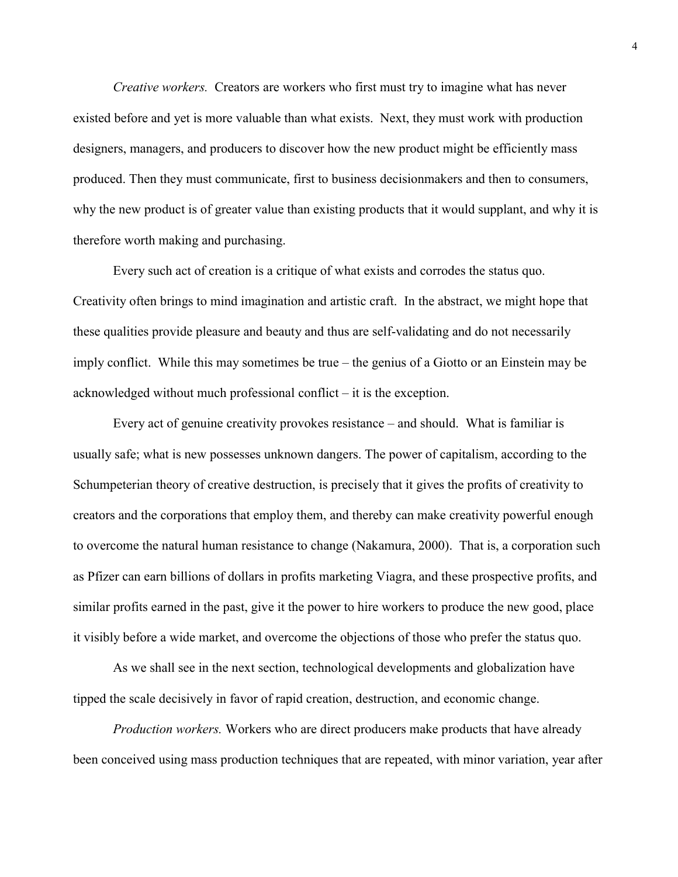*Creative workers.* Creators are workers who first must try to imagine what has never existed before and yet is more valuable than what exists. Next, they must work with production designers, managers, and producers to discover how the new product might be efficiently mass produced. Then they must communicate, first to business decisionmakers and then to consumers, why the new product is of greater value than existing products that it would supplant, and why it is therefore worth making and purchasing.

Every such act of creation is a critique of what exists and corrodes the status quo. Creativity often brings to mind imagination and artistic craft. In the abstract, we might hope that these qualities provide pleasure and beauty and thus are self-validating and do not necessarily imply conflict. While this may sometimes be true – the genius of a Giotto or an Einstein may be acknowledged without much professional conflict – it is the exception.

Every act of genuine creativity provokes resistance – and should. What is familiar is usually safe; what is new possesses unknown dangers. The power of capitalism, according to the Schumpeterian theory of creative destruction, is precisely that it gives the profits of creativity to creators and the corporations that employ them, and thereby can make creativity powerful enough to overcome the natural human resistance to change (Nakamura, 2000). That is, a corporation such as Pfizer can earn billions of dollars in profits marketing Viagra, and these prospective profits, and similar profits earned in the past, give it the power to hire workers to produce the new good, place it visibly before a wide market, and overcome the objections of those who prefer the status quo.

As we shall see in the next section, technological developments and globalization have tipped the scale decisively in favor of rapid creation, destruction, and economic change.

*Production workers.* Workers who are direct producers make products that have already been conceived using mass production techniques that are repeated, with minor variation, year after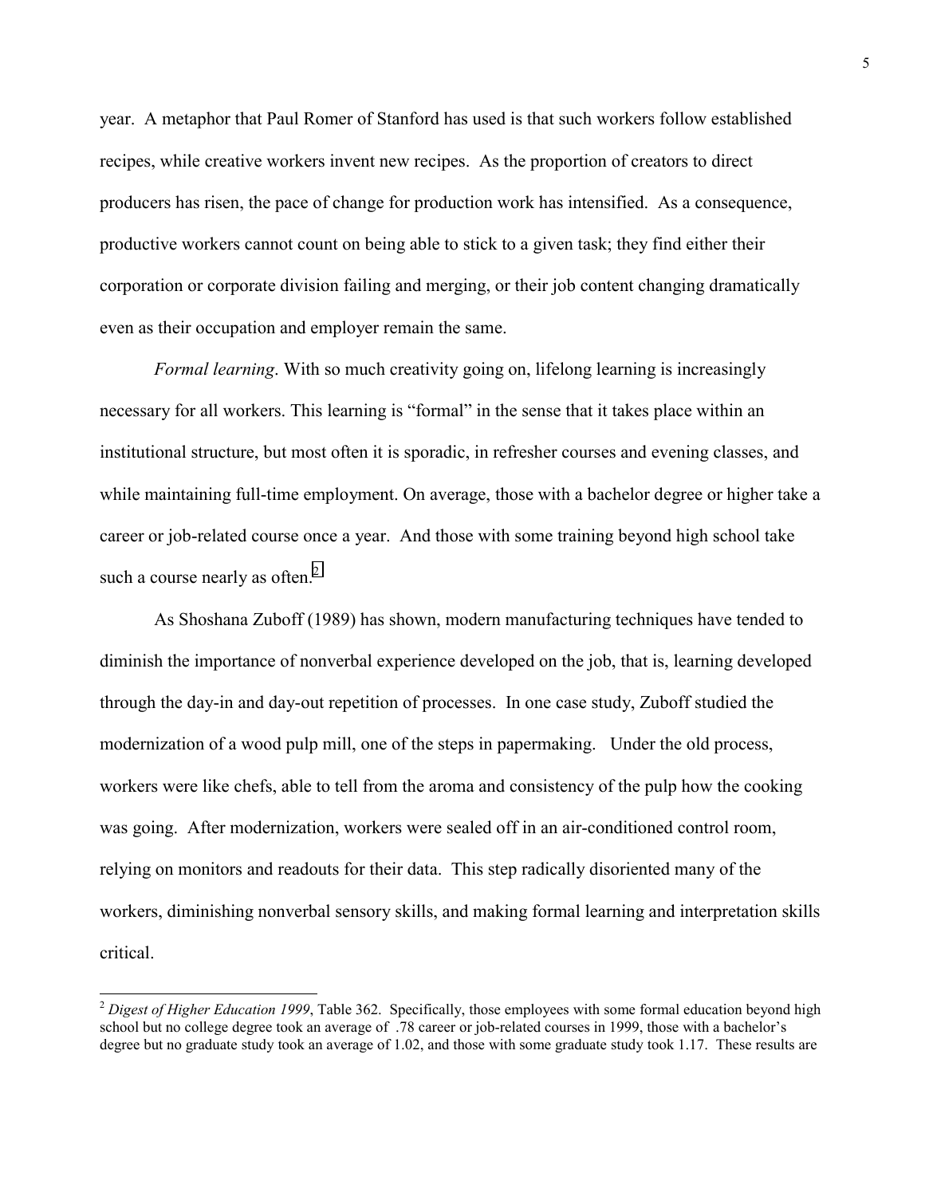year. A metaphor that Paul Romer of Stanford has used is that such workers follow established recipes, while creative workers invent new recipes. As the proportion of creators to direct producers has risen, the pace of change for production work has intensified. As a consequence, productive workers cannot count on being able to stick to a given task; they find either their corporation or corporate division failing and merging, or their job content changing dramatically even as their occupation and employer remain the same.

*Formal learning*. With so much creativity going on, lifelong learning is increasingly necessary for all workers. This learning is "formal" in the sense that it takes place within an institutional structure, but most often it is sporadic, in refresher courses and evening classes, and while maintaining full-time employment. On average, those with a bachelor degree or higher take a career or job-related course once a year. And those with some training beyond high school take such a course nearly as often.[2]

As Shoshana Zuboff (1989) has shown, modern manufacturing techniques have tended to diminish the importance of nonverbal experience developed on the job, that is, learning developed through the day-in and day-out repetition of processes. In one case study, Zuboff studied the modernization of a wood pulp mill, one of the steps in papermaking. Under the old process, workers were like chefs, able to tell from the aroma and consistency of the pulp how the cooking was going. After modernization, workers were sealed off in an air-conditioned control room, relying on monitors and readouts for their data. This step radically disoriented many of the workers, diminishing nonverbal sensory skills, and making formal learning and interpretation skills critical.

---

[2] *Digest of Higher Education 1999*, Table 362. Specifically, those employees with some formal education beyond high school but no college degree took an average of .78 career or job-related courses in 1999, those with a bachelor's degree but no graduate study took an average of 1.02, and those with some graduate study took 1.17. These results are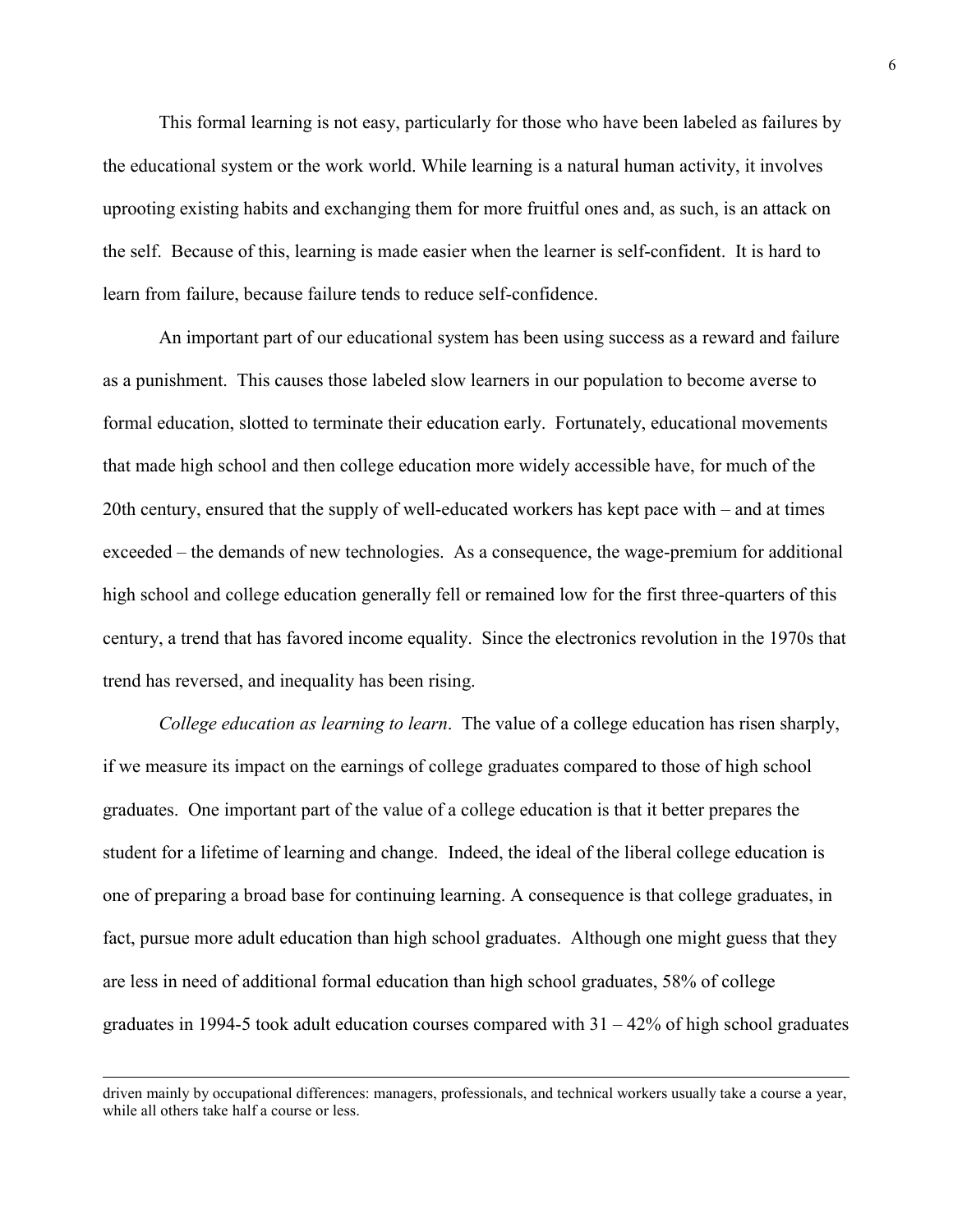This formal learning is not easy, particularly for those who have been labeled as failures by the educational system or the work world. While learning is a natural human activity, it involves uprooting existing habits and exchanging them for more fruitful ones and, as such, is an attack on the self. Because of this, learning is made easier when the learner is self-confident. It is hard to learn from failure, because failure tends to reduce self-confidence.

An important part of our educational system has been using success as a reward and failure as a punishment. This causes those labeled slow learners in our population to become averse to formal education, slotted to terminate their education early. Fortunately, educational movements that made high school and then college education more widely accessible have, for much of the 20th century, ensured that the supply of well-educated workers has kept pace with – and at times exceeded – the demands of new technologies. As a consequence, the wage-premium for additional high school and college education generally fell or remained low for the first three-quarters of this century, a trend that has favored income equality. Since the electronics revolution in the 1970s that trend has reversed, and inequality has been rising.

*College education as learning to learn*. The value of a college education has risen sharply, if we measure its impact on the earnings of college graduates compared to those of high school graduates. One important part of the value of a college education is that it better prepares the student for a lifetime of learning and change. Indeed, the ideal of the liberal college education is one of preparing a broad base for continuing learning. A consequence is that college graduates, in fact, pursue more adult education than high school graduates. Although one might guess that they are less in need of additional formal education than high school graduates, 58% of college graduates in 1994-5 took adult education courses compared with 31 – 42% of high school graduates

---

driven mainly by occupational differences: managers, professionals, and technical workers usually take a course a year, while all others take half a course or less.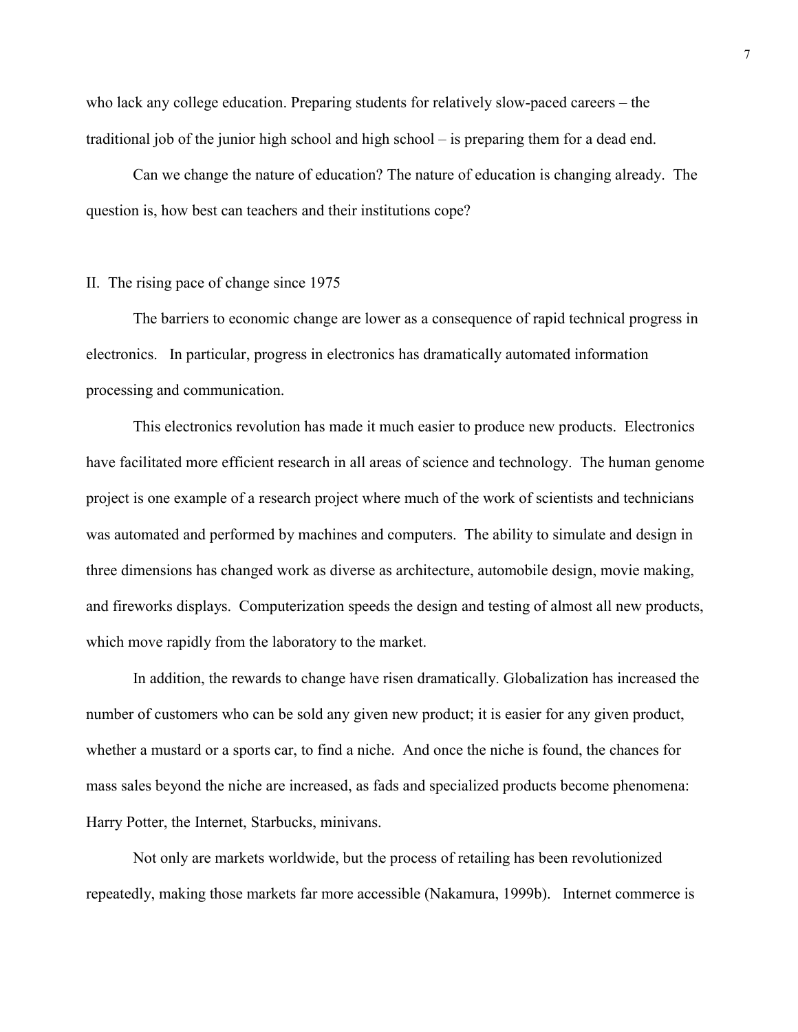who lack any college education. Preparing students for relatively slow-paced careers – the traditional job of the junior high school and high school – is preparing them for a dead end.

Can we change the nature of education? The nature of education is changing already. The question is, how best can teachers and their institutions cope?

## II. The rising pace of change since 1975

The barriers to economic change are lower as a consequence of rapid technical progress in electronics. In particular, progress in electronics has dramatically automated information processing and communication.

This electronics revolution has made it much easier to produce new products. Electronics have facilitated more efficient research in all areas of science and technology. The human genome project is one example of a research project where much of the work of scientists and technicians was automated and performed by machines and computers. The ability to simulate and design in three dimensions has changed work as diverse as architecture, automobile design, movie making, and fireworks displays. Computerization speeds the design and testing of almost all new products, which move rapidly from the laboratory to the market.

In addition, the rewards to change have risen dramatically. Globalization has increased the number of customers who can be sold any given new product; it is easier for any given product, whether a mustard or a sports car, to find a niche. And once the niche is found, the chances for mass sales beyond the niche are increased, as fads and specialized products become phenomena: Harry Potter, the Internet, Starbucks, minivans.

Not only are markets worldwide, but the process of retailing has been revolutionized repeatedly, making those markets far more accessible (Nakamura, 1999b). Internet commerce is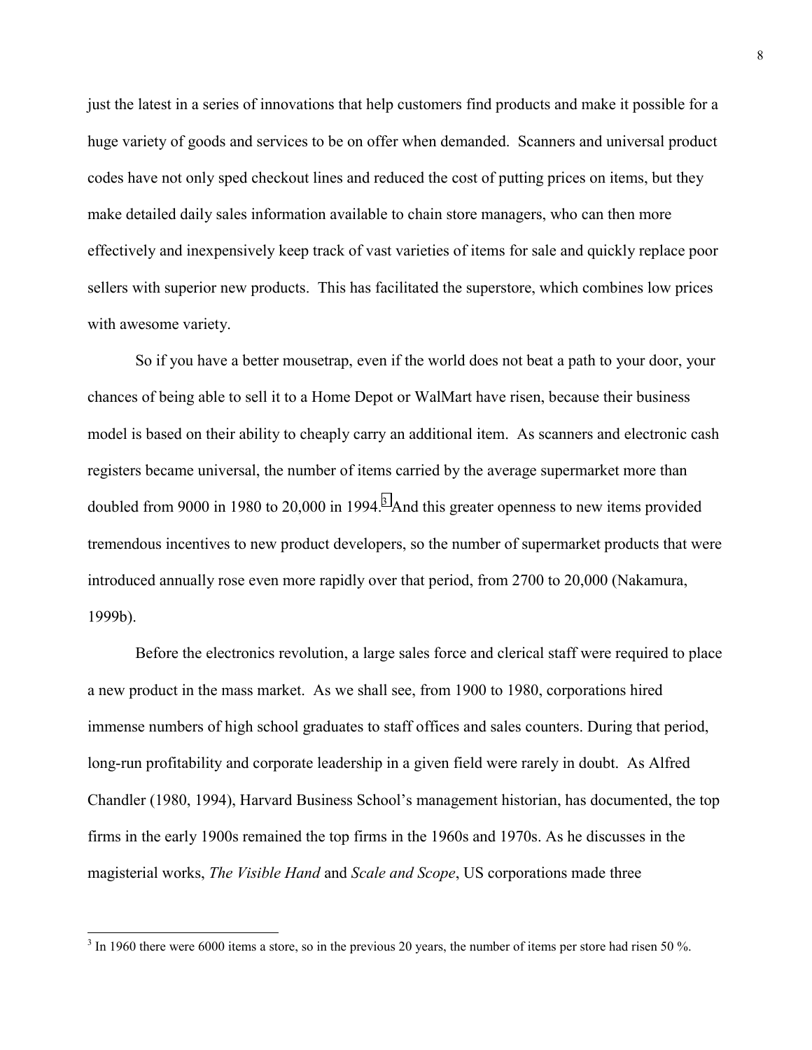just the latest in a series of innovations that help customers find products and make it possible for a huge variety of goods and services to be on offer when demanded. Scanners and universal product codes have not only sped checkout lines and reduced the cost of putting prices on items, but they make detailed daily sales information available to chain store managers, who can then more effectively and inexpensively keep track of vast varieties of items for sale and quickly replace poor sellers with superior new products. This has facilitated the superstore, which combines low prices with awesome variety.

So if you have a better mousetrap, even if the world does not beat a path to your door, your chances of being able to sell it to a Home Depot or WalMart have risen, because their business model is based on their ability to cheaply carry an additional item. As scanners and electronic cash registers became universal, the number of items carried by the average supermarket more than doubled from 9000 in 1980 to 20,000 in 1994.[3] And this greater openness to new items provided tremendous incentives to new product developers, so the number of supermarket products that were introduced annually rose even more rapidly over that period, from 2700 to 20,000 (Nakamura, 1999b).

Before the electronics revolution, a large sales force and clerical staff were required to place a new product in the mass market. As we shall see, from 1900 to 1980, corporations hired immense numbers of high school graduates to staff offices and sales counters. During that period, long-run profitability and corporate leadership in a given field were rarely in doubt. As Alfred Chandler (1980, 1994), Harvard Business School's management historian, has documented, the top firms in the early 1900s remained the top firms in the 1960s and 1970s. As he discusses in the magisterial works, *The Visible Hand* and *Scale and Scope*, US corporations made three

[3] In 1960 there were 6000 items a store, so in the previous 20 years, the number of items per store had risen 50 %.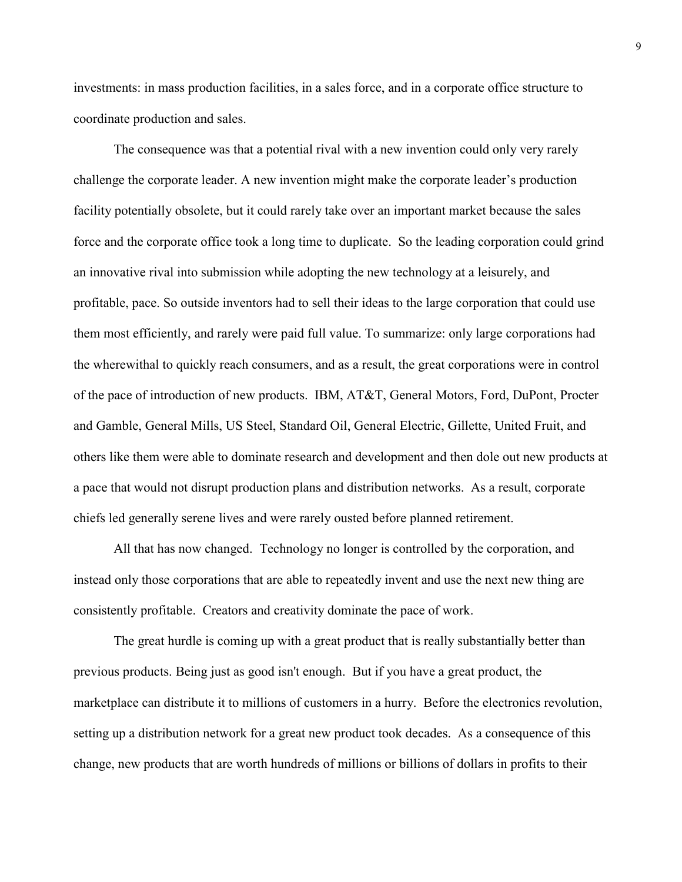investments: in mass production facilities, in a sales force, and in a corporate office structure to coordinate production and sales.

The consequence was that a potential rival with a new invention could only very rarely challenge the corporate leader. A new invention might make the corporate leader's production facility potentially obsolete, but it could rarely take over an important market because the sales force and the corporate office took a long time to duplicate. So the leading corporation could grind an innovative rival into submission while adopting the new technology at a leisurely, and profitable, pace. So outside inventors had to sell their ideas to the large corporation that could use them most efficiently, and rarely were paid full value. To summarize: only large corporations had the wherewithal to quickly reach consumers, and as a result, the great corporations were in control of the pace of introduction of new products. IBM, AT&T, General Motors, Ford, DuPont, Procter and Gamble, General Mills, US Steel, Standard Oil, General Electric, Gillette, United Fruit, and others like them were able to dominate research and development and then dole out new products at a pace that would not disrupt production plans and distribution networks. As a result, corporate chiefs led generally serene lives and were rarely ousted before planned retirement.

All that has now changed. Technology no longer is controlled by the corporation, and instead only those corporations that are able to repeatedly invent and use the next new thing are consistently profitable. Creators and creativity dominate the pace of work.

The great hurdle is coming up with a great product that is really substantially better than previous products. Being just as good isn't enough. But if you have a great product, the marketplace can distribute it to millions of customers in a hurry. Before the electronics revolution, setting up a distribution network for a great new product took decades. As a consequence of this change, new products that are worth hundreds of millions or billions of dollars in profits to their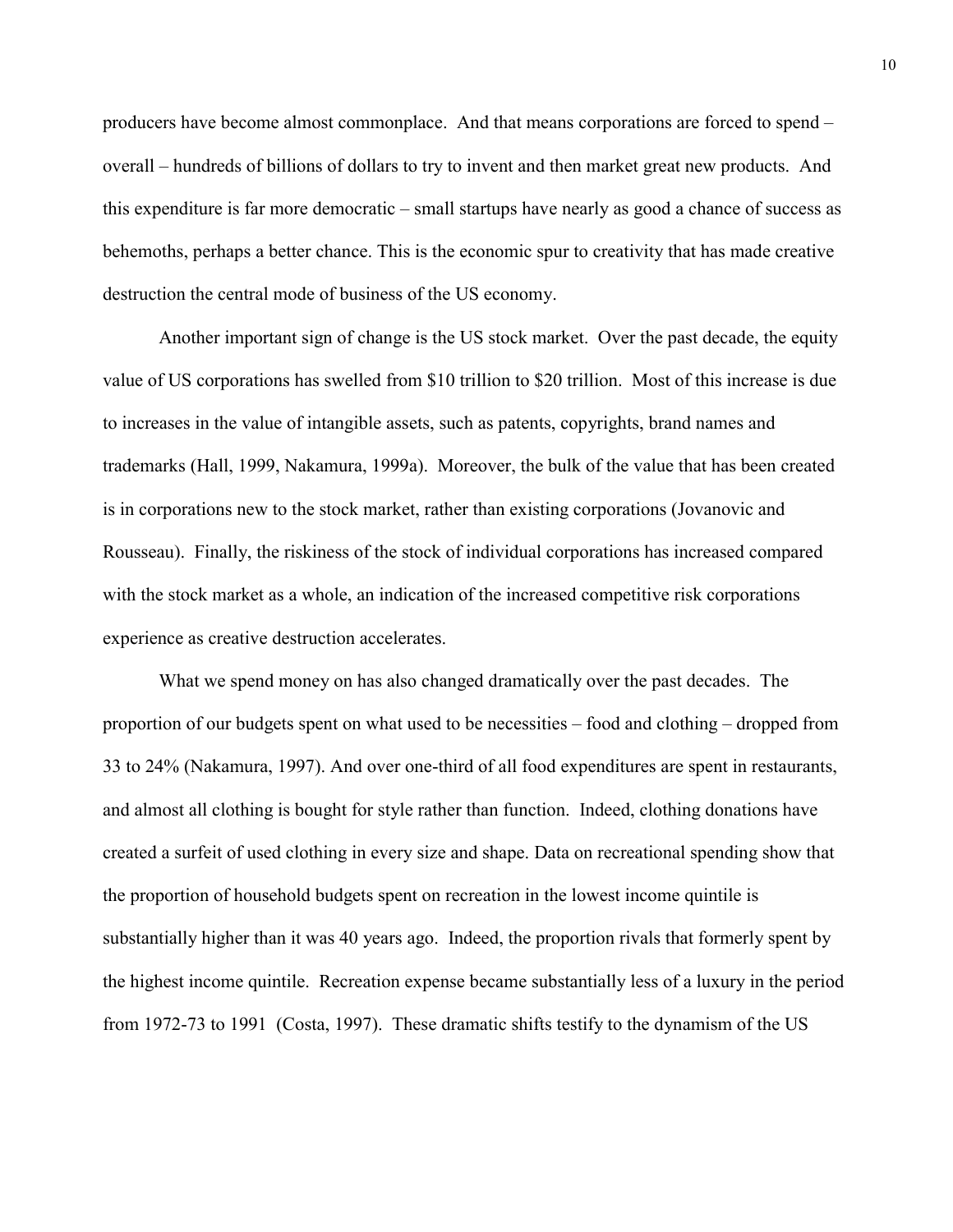producers have become almost commonplace. And that means corporations are forced to spend – overall – hundreds of billions of dollars to try to invent and then market great new products. And this expenditure is far more democratic – small startups have nearly as good a chance of success as behemoths, perhaps a better chance. This is the economic spur to creativity that has made creative destruction the central mode of business of the US economy.

Another important sign of change is the US stock market. Over the past decade, the equity value of US corporations has swelled from $10 trillion to $20 trillion. Most of this increase is due to increases in the value of intangible assets, such as patents, copyrights, brand names and trademarks (Hall, 1999, Nakamura, 1999a). Moreover, the bulk of the value that has been created is in corporations new to the stock market, rather than existing corporations (Jovanovic and Rousseau). Finally, the riskiness of the stock of individual corporations has increased compared with the stock market as a whole, an indication of the increased competitive risk corporations experience as creative destruction accelerates.

What we spend money on has also changed dramatically over the past decades. The proportion of our budgets spent on what used to be necessities – food and clothing – dropped from 33 to 24% (Nakamura, 1997). And over one-third of all food expenditures are spent in restaurants, and almost all clothing is bought for style rather than function. Indeed, clothing donations have created a surfeit of used clothing in every size and shape. Data on recreational spending show that the proportion of household budgets spent on recreation in the lowest income quintile is substantially higher than it was 40 years ago. Indeed, the proportion rivals that formerly spent by the highest income quintile. Recreation expense became substantially less of a luxury in the period from 1972-73 to 1991 (Costa, 1997). These dramatic shifts testify to the dynamism of the US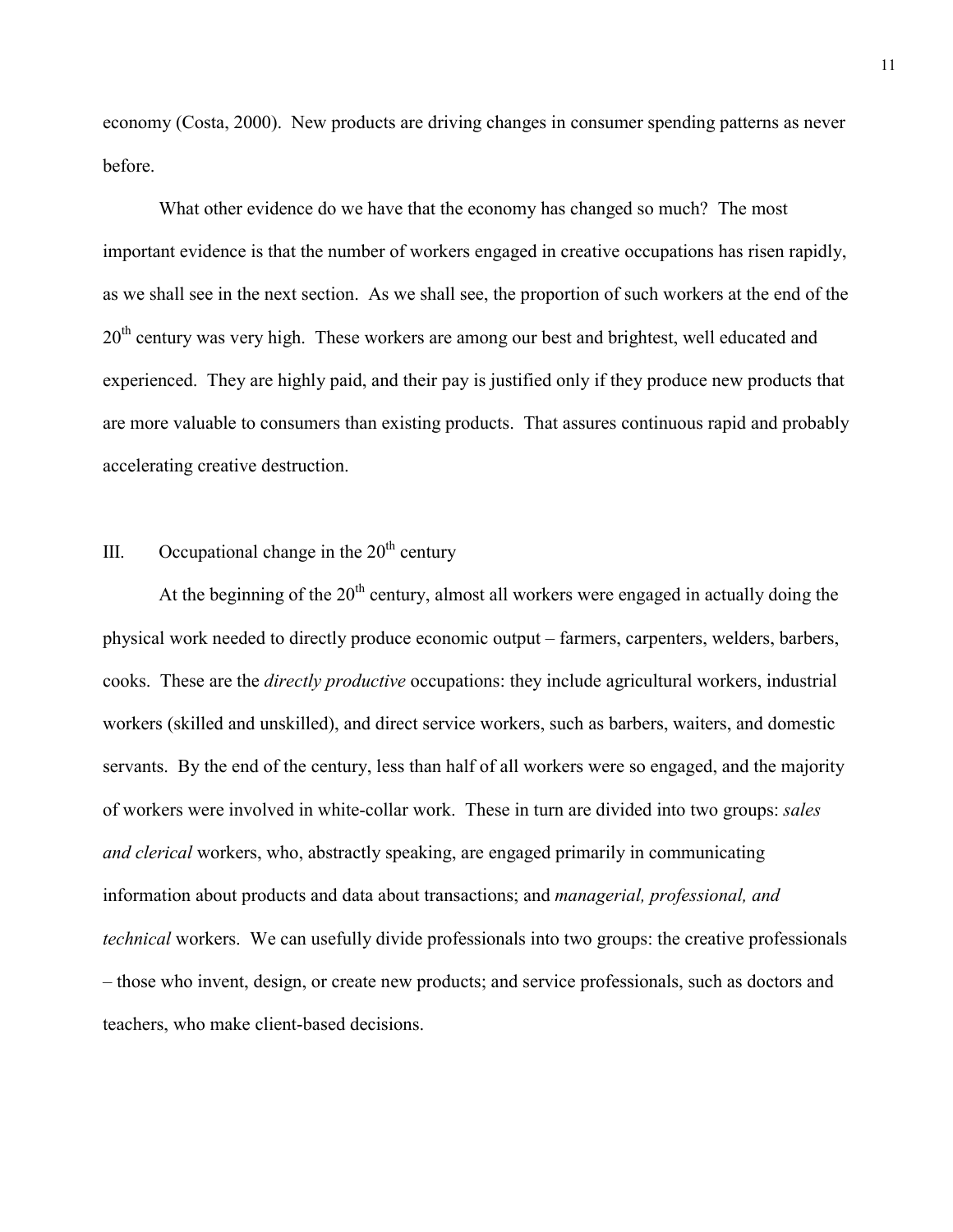economy (Costa, 2000). New products are driving changes in consumer spending patterns as never before.

What other evidence do we have that the economy has changed so much? The most important evidence is that the number of workers engaged in creative occupations has risen rapidly, as we shall see in the next section. As we shall see, the proportion of such workers at the end of the 20th century was very high. These workers are among our best and brightest, well educated and experienced. They are highly paid, and their pay is justified only if they produce new products that are more valuable to consumers than existing products. That assures continuous rapid and probably accelerating creative destruction.

## III. Occupational change in the 20th century

At the beginning of the 20th century, almost all workers were engaged in actually doing the physical work needed to directly produce economic output – farmers, carpenters, welders, barbers, cooks. These are the *directly productive* occupations: they include agricultural workers, industrial workers (skilled and unskilled), and direct service workers, such as barbers, waiters, and domestic servants. By the end of the century, less than half of all workers were so engaged, and the majority of workers were involved in white-collar work. These in turn are divided into two groups: *sales and clerical* workers, who, abstractly speaking, are engaged primarily in communicating information about products and data about transactions; and *managerial, professional, and technical* workers. We can usefully divide professionals into two groups: the creative professionals – those who invent, design, or create new products; and service professionals, such as doctors and teachers, who make client-based decisions.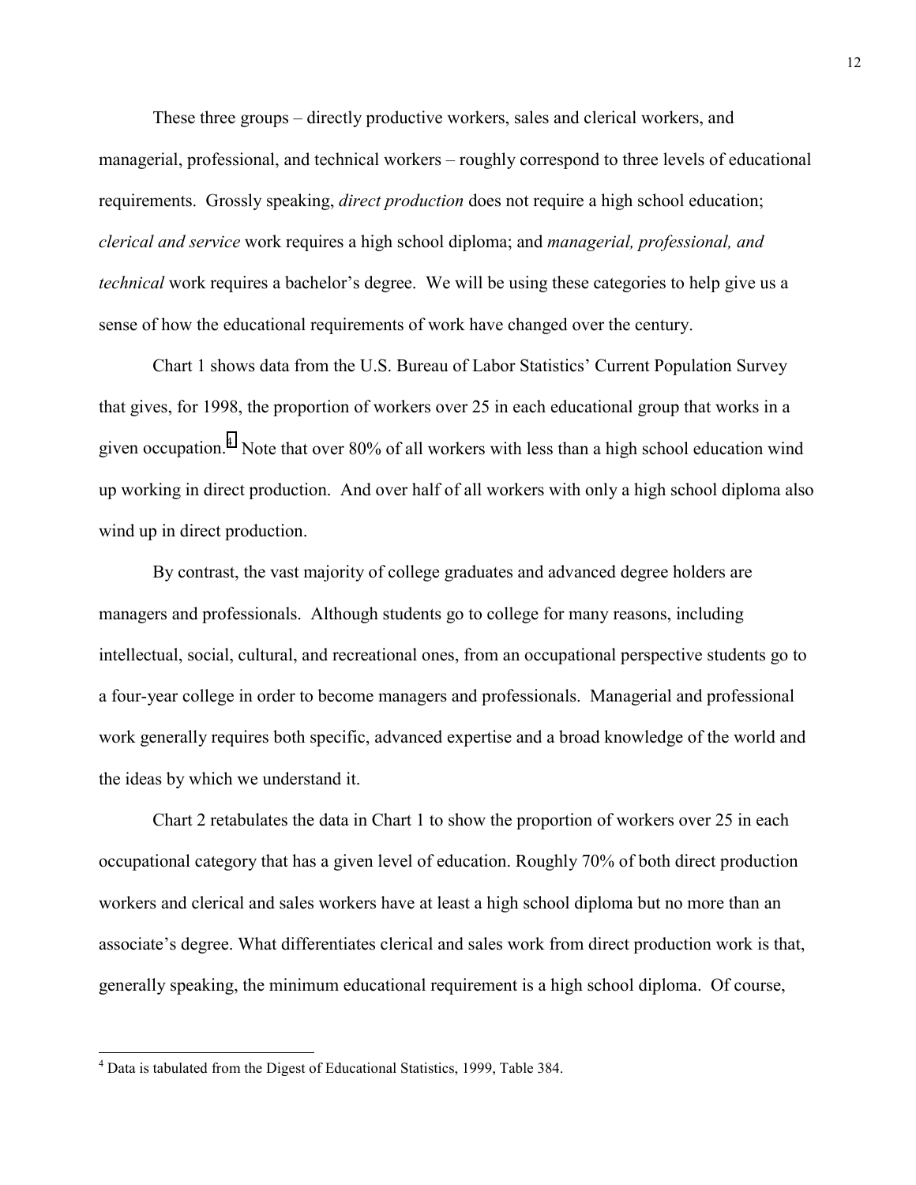These three groups – directly productive workers, sales and clerical workers, and managerial, professional, and technical workers – roughly correspond to three levels of educational requirements. Grossly speaking, *direct production* does not require a high school education; *clerical and service* work requires a high school diploma; and *managerial, professional, and technical* work requires a bachelor's degree. We will be using these categories to help give us a sense of how the educational requirements of work have changed over the century.

Chart 1 shows data from the U.S. Bureau of Labor Statistics' Current Population Survey that gives, for 1998, the proportion of workers over 25 in each educational group that works in a given occupation.[4] Note that over 80% of all workers with less than a high school education wind up working in direct production. And over half of all workers with only a high school diploma also wind up in direct production.

By contrast, the vast majority of college graduates and advanced degree holders are managers and professionals. Although students go to college for many reasons, including intellectual, social, cultural, and recreational ones, from an occupational perspective students go to a four-year college in order to become managers and professionals. Managerial and professional work generally requires both specific, advanced expertise and a broad knowledge of the world and the ideas by which we understand it.

Chart 2 retabulates the data in Chart 1 to show the proportion of workers over 25 in each occupational category that has a given level of education. Roughly 70% of both direct production workers and clerical and sales workers have at least a high school diploma but no more than an associate's degree. What differentiates clerical and sales work from direct production work is that, generally speaking, the minimum educational requirement is a high school diploma. Of course,

---

[4] Data is tabulated from the Digest of Educational Statistics, 1999, Table 384.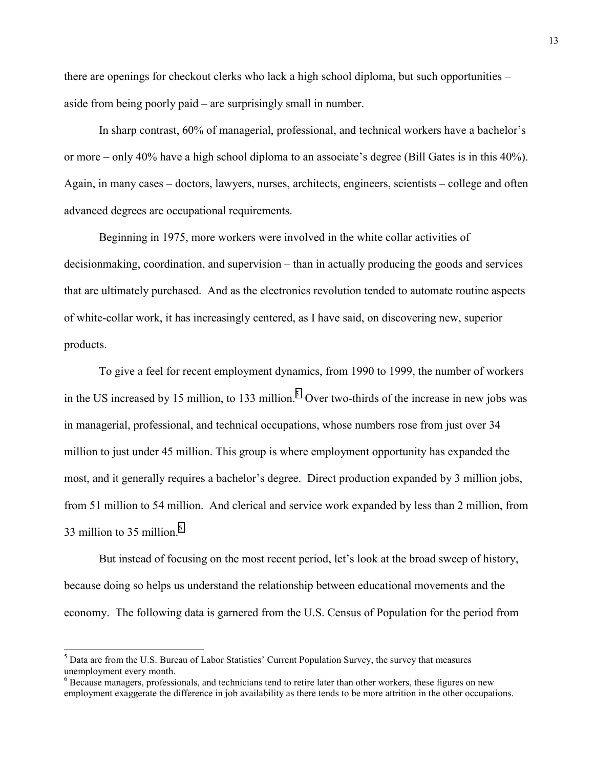there are openings for checkout clerks who lack a high school diploma, but such opportunities – aside from being poorly paid – are surprisingly small in number.

In sharp contrast, 60% of managerial, professional, and technical workers have a bachelor's or more – only 40% have a high school diploma to an associate's degree (Bill Gates is in this 40%). Again, in many cases – doctors, lawyers, nurses, architects, engineers, scientists – college and often advanced degrees are occupational requirements.

Beginning in 1975, more workers were involved in the white collar activities of decisionmaking, coordination, and supervision – than in actually producing the goods and services that are ultimately purchased. And as the electronics revolution tended to automate routine aspects of white-collar work, it has increasingly centered, as I have said, on discovering new, superior products.

To give a feel for recent employment dynamics, from 1990 to 1999, the number of workers in the US increased by 15 million, to 133 million.[5] Over two-thirds of the increase in new jobs was in managerial, professional, and technical occupations, whose numbers rose from just over 34 million to just under 45 million. This group is where employment opportunity has expanded the most, and it generally requires a bachelor's degree. Direct production expanded by 3 million jobs, from 51 million to 54 million. And clerical and service work expanded by less than 2 million, from 33 million to 35 million.[6]

But instead of focusing on the most recent period, let's look at the broad sweep of history, because doing so helps us understand the relationship between educational movements and the economy. The following data is garnered from the U.S. Census of Population for the period from

[5] Data are from the U.S. Bureau of Labor Statistics' Current Population Survey, the survey that measures unemployment every month.

[6] Because managers, professionals, and technicians tend to retire later than other workers, these figures on new employment exaggerate the difference in job availability as there tends to be more attrition in the other occupations.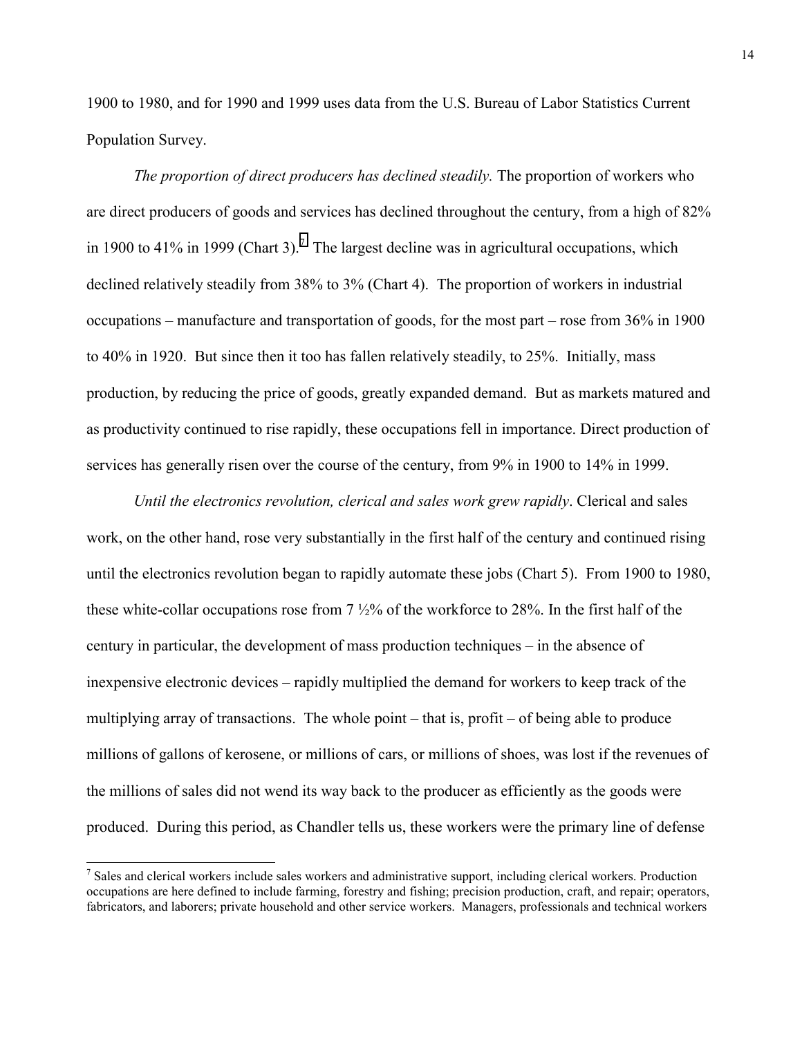1900 to 1980, and for 1990 and 1999 uses data from the U.S. Bureau of Labor Statistics Current Population Survey.

*The proportion of direct producers has declined steadily.* The proportion of workers who are direct producers of goods and services has declined throughout the century, from a high of 82% in 1900 to 41% in 1999 (Chart 3).[7] The largest decline was in agricultural occupations, which declined relatively steadily from 38% to 3% (Chart 4). The proportion of workers in industrial occupations – manufacture and transportation of goods, for the most part – rose from 36% in 1900 to 40% in 1920. But since then it too has fallen relatively steadily, to 25%. Initially, mass production, by reducing the price of goods, greatly expanded demand. But as markets matured and as productivity continued to rise rapidly, these occupations fell in importance. Direct production of services has generally risen over the course of the century, from 9% in 1900 to 14% in 1999.

*Until the electronics revolution, clerical and sales work grew rapidly*. Clerical and sales work, on the other hand, rose very substantially in the first half of the century and continued rising until the electronics revolution began to rapidly automate these jobs (Chart 5). From 1900 to 1980, these white-collar occupations rose from 7 ½% of the workforce to 28%. In the first half of the century in particular, the development of mass production techniques – in the absence of inexpensive electronic devices – rapidly multiplied the demand for workers to keep track of the multiplying array of transactions. The whole point – that is, profit – of being able to produce millions of gallons of kerosene, or millions of cars, or millions of shoes, was lost if the revenues of the millions of sales did not wend its way back to the producer as efficiently as the goods were produced. During this period, as Chandler tells us, these workers were the primary line of defense

[7] Sales and clerical workers include sales workers and administrative support, including clerical workers. Production occupations are here defined to include farming, forestry and fishing; precision production, craft, and repair; operators, fabricators, and laborers; private household and other service workers. Managers, professionals and technical workers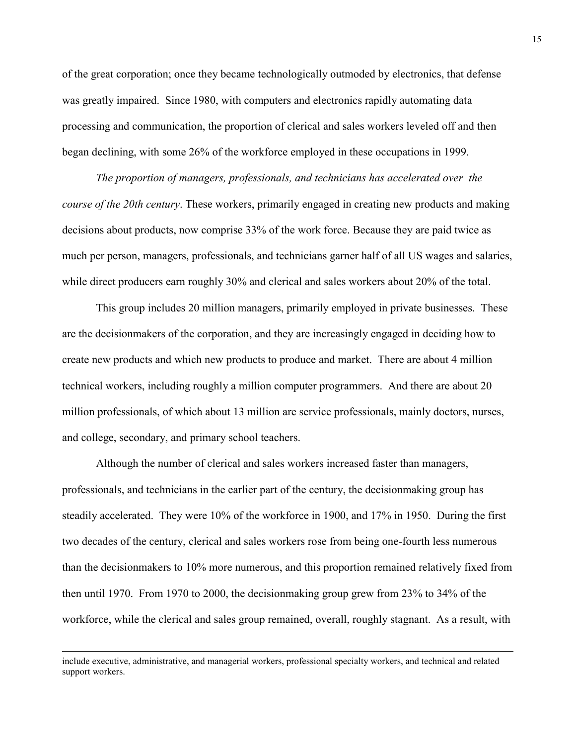of the great corporation; once they became technologically outmoded by electronics, that defense was greatly impaired. Since 1980, with computers and electronics rapidly automating data processing and communication, the proportion of clerical and sales workers leveled off and then began declining, with some 26% of the workforce employed in these occupations in 1999.

*The proportion of managers, professionals, and technicians has accelerated over the course of the 20th century*. These workers, primarily engaged in creating new products and making decisions about products, now comprise 33% of the work force. Because they are paid twice as much per person, managers, professionals, and technicians garner half of all US wages and salaries, while direct producers earn roughly 30% and clerical and sales workers about 20% of the total.

This group includes 20 million managers, primarily employed in private businesses. These are the decisionmakers of the corporation, and they are increasingly engaged in deciding how to create new products and which new products to produce and market. There are about 4 million technical workers, including roughly a million computer programmers. And there are about 20 million professionals, of which about 13 million are service professionals, mainly doctors, nurses, and college, secondary, and primary school teachers.

Although the number of clerical and sales workers increased faster than managers, professionals, and technicians in the earlier part of the century, the decisionmaking group has steadily accelerated. They were 10% of the workforce in 1900, and 17% in 1950. During the first two decades of the century, clerical and sales workers rose from being one-fourth less numerous than the decisionmakers to 10% more numerous, and this proportion remained relatively fixed from then until 1970. From 1970 to 2000, the decisionmaking group grew from 23% to 34% of the workforce, while the clerical and sales group remained, overall, roughly stagnant. As a result, with

---

include executive, administrative, and managerial workers, professional specialty workers, and technical and related support workers.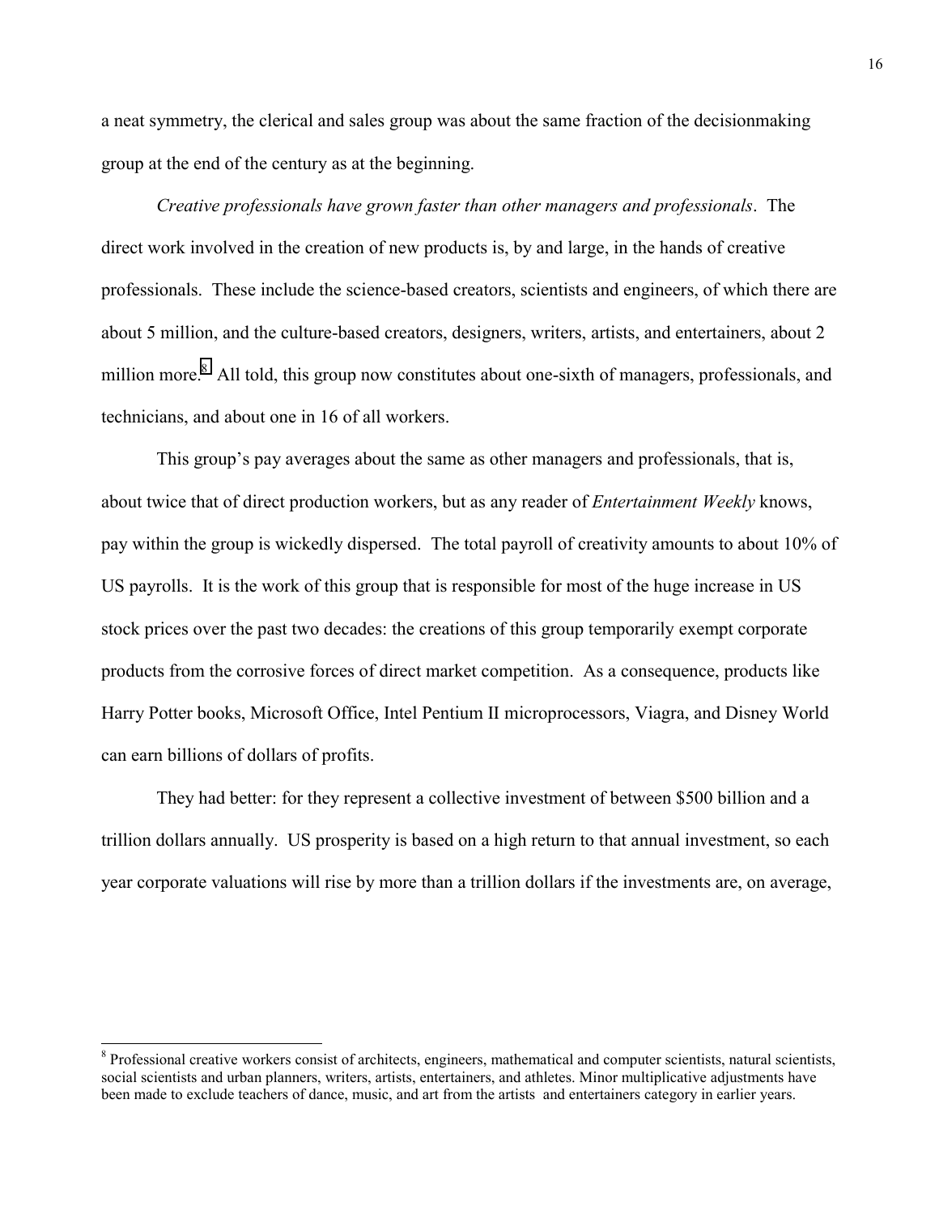a neat symmetry, the clerical and sales group was about the same fraction of the decisionmaking group at the end of the century as at the beginning.

*Creative professionals have grown faster than other managers and professionals*. The direct work involved in the creation of new products is, by and large, in the hands of creative professionals. These include the science-based creators, scientists and engineers, of which there are about 5 million, and the culture-based creators, designers, writers, artists, and entertainers, about 2 million more.[8] All told, this group now constitutes about one-sixth of managers, professionals, and technicians, and about one in 16 of all workers.

This group's pay averages about the same as other managers and professionals, that is, about twice that of direct production workers, but as any reader of *Entertainment Weekly* knows, pay within the group is wickedly dispersed. The total payroll of creativity amounts to about 10% of US payrolls. It is the work of this group that is responsible for most of the huge increase in US stock prices over the past two decades: the creations of this group temporarily exempt corporate products from the corrosive forces of direct market competition. As a consequence, products like Harry Potter books, Microsoft Office, Intel Pentium II microprocessors, Viagra, and Disney World can earn billions of dollars of profits.

They had better: for they represent a collective investment of between $500 billion and a trillion dollars annually. US prosperity is based on a high return to that annual investment, so each year corporate valuations will rise by more than a trillion dollars if the investments are, on average,

[8] Professional creative workers consist of architects, engineers, mathematical and computer scientists, natural scientists, social scientists and urban planners, writers, artists, entertainers, and athletes. Minor multiplicative adjustments have been made to exclude teachers of dance, music, and art from the artists and entertainers category in earlier years.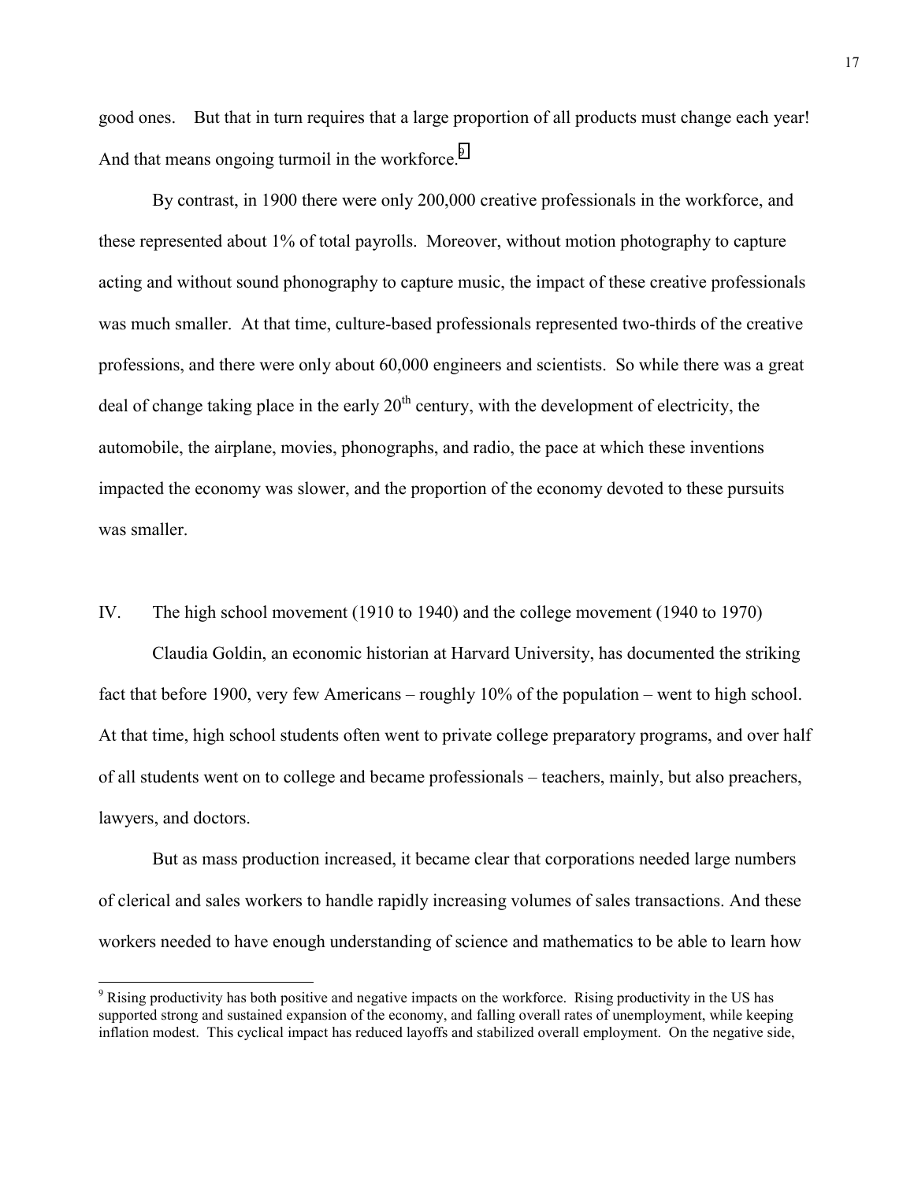good ones. But that in turn requires that a large proportion of all products must change each year! And that means ongoing turmoil in the workforce.[9]

By contrast, in 1900 there were only 200,000 creative professionals in the workforce, and these represented about 1% of total payrolls. Moreover, without motion photography to capture acting and without sound phonography to capture music, the impact of these creative professionals was much smaller. At that time, culture-based professionals represented two-thirds of the creative professions, and there were only about 60,000 engineers and scientists. So while there was a great deal of change taking place in the early 20th century, with the development of electricity, the automobile, the airplane, movies, phonographs, and radio, the pace at which these inventions impacted the economy was slower, and the proportion of the economy devoted to these pursuits was smaller.

## IV. The high school movement (1910 to 1940) and the college movement (1940 to 1970)

Claudia Goldin, an economic historian at Harvard University, has documented the striking fact that before 1900, very few Americans – roughly 10% of the population – went to high school. At that time, high school students often went to private college preparatory programs, and over half of all students went on to college and became professionals – teachers, mainly, but also preachers, lawyers, and doctors.

But as mass production increased, it became clear that corporations needed large numbers of clerical and sales workers to handle rapidly increasing volumes of sales transactions. And these workers needed to have enough understanding of science and mathematics to be able to learn how

[9] Rising productivity has both positive and negative impacts on the workforce. Rising productivity in the US has supported strong and sustained expansion of the economy, and falling overall rates of unemployment, while keeping inflation modest. This cyclical impact has reduced layoffs and stabilized overall employment. On the negative side,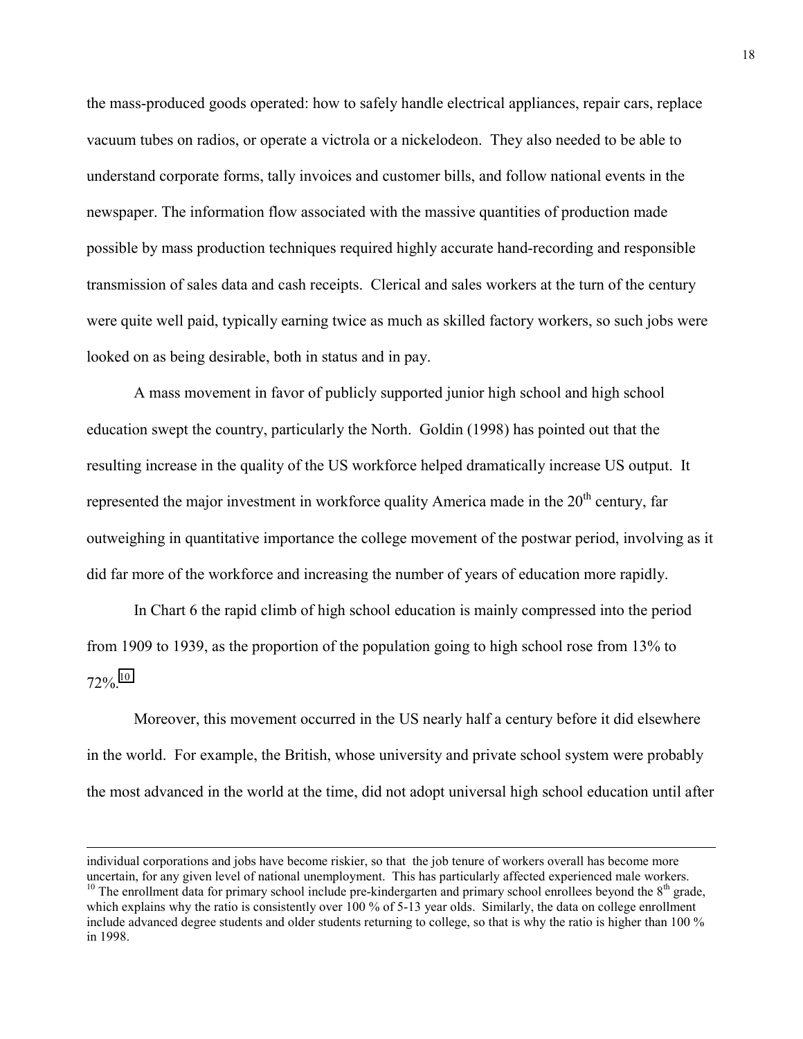the mass-produced goods operated: how to safely handle electrical appliances, repair cars, replace vacuum tubes on radios, or operate a victrola or a nickelodeon. They also needed to be able to understand corporate forms, tally invoices and customer bills, and follow national events in the newspaper. The information flow associated with the massive quantities of production made possible by mass production techniques required highly accurate hand-recording and responsible transmission of sales data and cash receipts. Clerical and sales workers at the turn of the century were quite well paid, typically earning twice as much as skilled factory workers, so such jobs were looked on as being desirable, both in status and in pay.

A mass movement in favor of publicly supported junior high school and high school education swept the country, particularly the North. Goldin (1998) has pointed out that the resulting increase in the quality of the US workforce helped dramatically increase US output. It represented the major investment in workforce quality America made in the 20th century, far outweighing in quantitative importance the college movement of the postwar period, involving as it did far more of the workforce and increasing the number of years of education more rapidly.

In Chart 6 the rapid climb of high school education is mainly compressed into the period from 1909 to 1939, as the proportion of the population going to high school rose from 13% to 72%.[10]

Moreover, this movement occurred in the US nearly half a century before it did elsewhere in the world. For example, the British, whose university and private school system were probably the most advanced in the world at the time, did not adopt universal high school education until after

---

individual corporations and jobs have become riskier, so that the job tenure of workers overall has become more uncertain, for any given level of national unemployment. This has particularly affected experienced male workers.

[10] The enrollment data for primary school include pre-kindergarten and primary school enrollees beyond the 8th grade, which explains why the ratio is consistently over 100 % of 5-13 year olds. Similarly, the data on college enrollment include advanced degree students and older students returning to college, so that is why the ratio is higher than 100 % in 1998.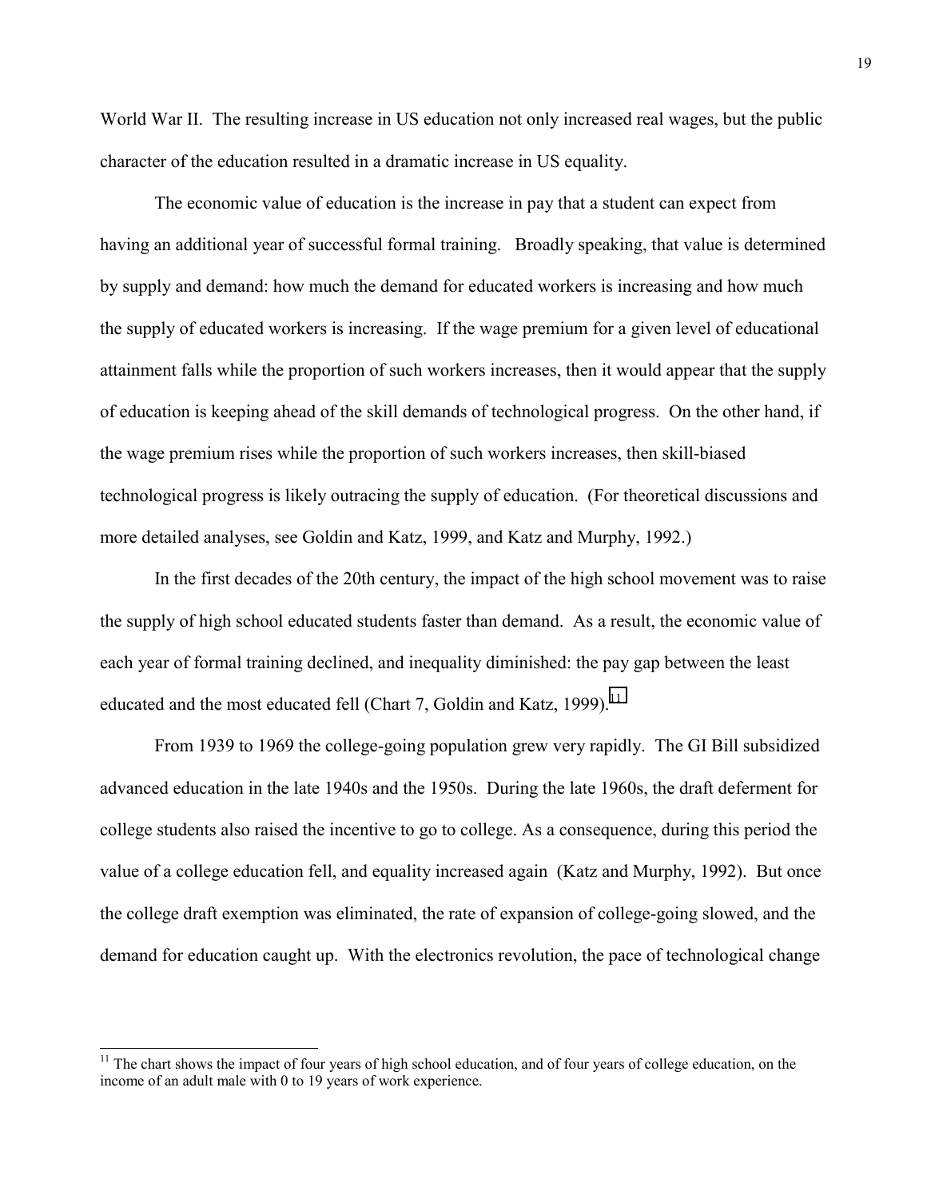World War II. The resulting increase in US education not only increased real wages, but the public character of the education resulted in a dramatic increase in US equality.

The economic value of education is the increase in pay that a student can expect from having an additional year of successful formal training. Broadly speaking, that value is determined by supply and demand: how much the demand for educated workers is increasing and how much the supply of educated workers is increasing. If the wage premium for a given level of educational attainment falls while the proportion of such workers increases, then it would appear that the supply of education is keeping ahead of the skill demands of technological progress. On the other hand, if the wage premium rises while the proportion of such workers increases, then skill-biased technological progress is likely outracing the supply of education. (For theoretical discussions and more detailed analyses, see Goldin and Katz, 1999, and Katz and Murphy, 1992.)

In the first decades of the 20th century, the impact of the high school movement was to raise the supply of high school educated students faster than demand. As a result, the economic value of each year of formal training declined, and inequality diminished: the pay gap between the least educated and the most educated fell (Chart 7, Goldin and Katz, 1999).[11]

From 1939 to 1969 the college-going population grew very rapidly. The GI Bill subsidized advanced education in the late 1940s and the 1950s. During the late 1960s, the draft deferment for college students also raised the incentive to go to college. As a consequence, during this period the value of a college education fell, and equality increased again (Katz and Murphy, 1992). But once the college draft exemption was eliminated, the rate of expansion of college-going slowed, and the demand for education caught up. With the electronics revolution, the pace of technological change

---

[11] The chart shows the impact of four years of high school education, and of four years of college education, on the income of an adult male with 0 to 19 years of work experience.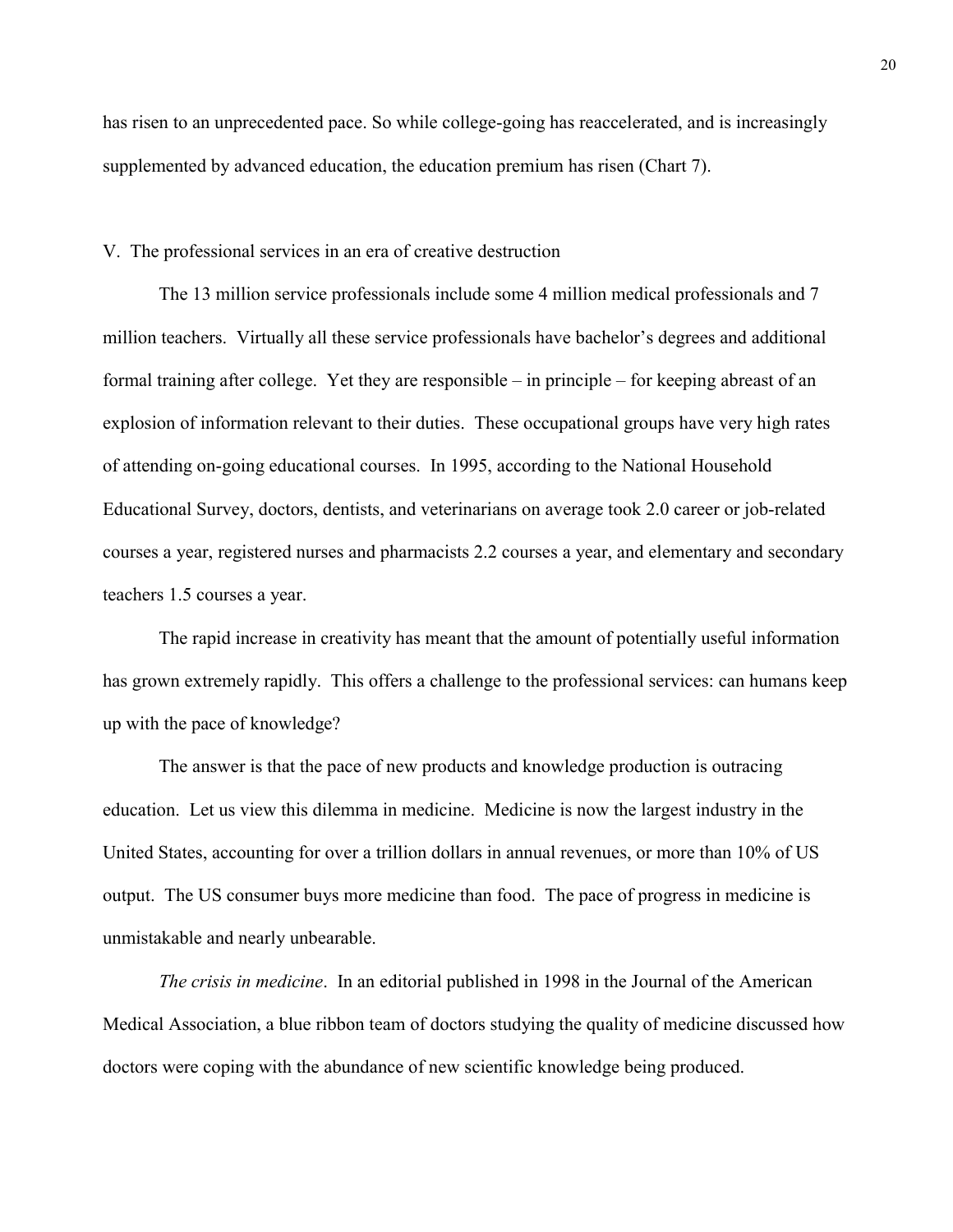has risen to an unprecedented pace. So while college-going has reaccelerated, and is increasingly supplemented by advanced education, the education premium has risen (Chart 7).

## V. The professional services in an era of creative destruction

The 13 million service professionals include some 4 million medical professionals and 7 million teachers. Virtually all these service professionals have bachelor's degrees and additional formal training after college. Yet they are responsible – in principle – for keeping abreast of an explosion of information relevant to their duties. These occupational groups have very high rates of attending on-going educational courses. In 1995, according to the National Household Educational Survey, doctors, dentists, and veterinarians on average took 2.0 career or job-related courses a year, registered nurses and pharmacists 2.2 courses a year, and elementary and secondary teachers 1.5 courses a year.

The rapid increase in creativity has meant that the amount of potentially useful information has grown extremely rapidly. This offers a challenge to the professional services: can humans keep up with the pace of knowledge?

The answer is that the pace of new products and knowledge production is outracing education. Let us view this dilemma in medicine. Medicine is now the largest industry in the United States, accounting for over a trillion dollars in annual revenues, or more than 10% of US output. The US consumer buys more medicine than food. The pace of progress in medicine is unmistakable and nearly unbearable.

*The crisis in medicine*. In an editorial published in 1998 in the Journal of the American Medical Association, a blue ribbon team of doctors studying the quality of medicine discussed how doctors were coping with the abundance of new scientific knowledge being produced.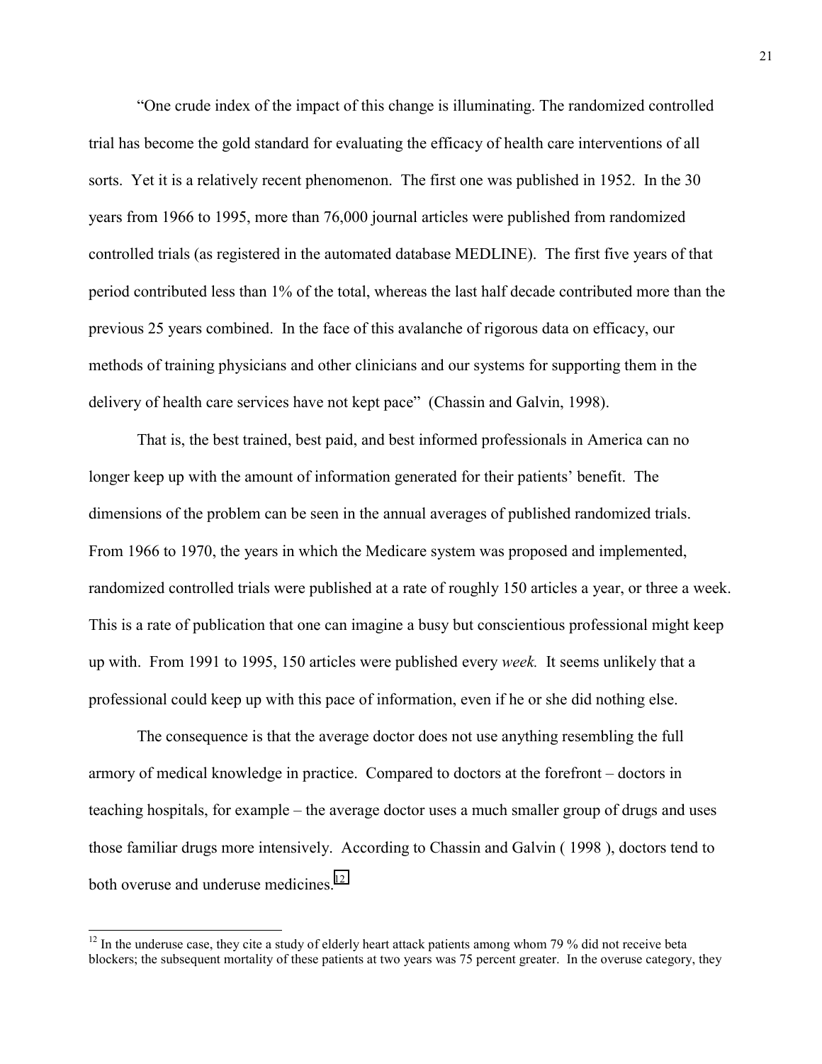"One crude index of the impact of this change is illuminating. The randomized controlled trial has become the gold standard for evaluating the efficacy of health care interventions of all sorts. Yet it is a relatively recent phenomenon. The first one was published in 1952. In the 30 years from 1966 to 1995, more than 76,000 journal articles were published from randomized controlled trials (as registered in the automated database MEDLINE). The first five years of that period contributed less than 1% of the total, whereas the last half decade contributed more than the previous 25 years combined. In the face of this avalanche of rigorous data on efficacy, our methods of training physicians and other clinicians and our systems for supporting them in the delivery of health care services have not kept pace" (Chassin and Galvin, 1998).

That is, the best trained, best paid, and best informed professionals in America can no longer keep up with the amount of information generated for their patients' benefit. The dimensions of the problem can be seen in the annual averages of published randomized trials. From 1966 to 1970, the years in which the Medicare system was proposed and implemented, randomized controlled trials were published at a rate of roughly 150 articles a year, or three a week. This is a rate of publication that one can imagine a busy but conscientious professional might keep up with. From 1991 to 1995, 150 articles were published every *week.* It seems unlikely that a professional could keep up with this pace of information, even if he or she did nothing else.

The consequence is that the average doctor does not use anything resembling the full armory of medical knowledge in practice. Compared to doctors at the forefront – doctors in teaching hospitals, for example – the average doctor uses a much smaller group of drugs and uses those familiar drugs more intensively. According to Chassin and Galvin ( 1998 ), doctors tend to both overuse and underuse medicines.[12]

---

[12] In the underuse case, they cite a study of elderly heart attack patients among whom 79 % did not receive beta blockers; the subsequent mortality of these patients at two years was 75 percent greater. In the overuse category, they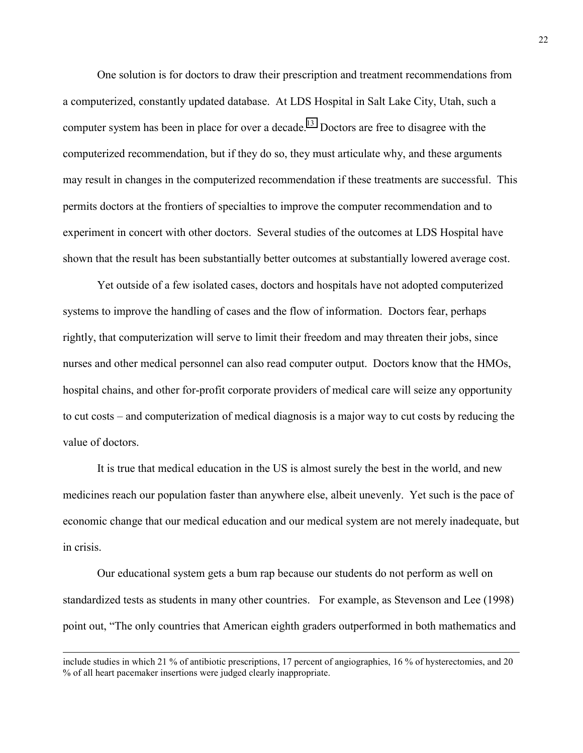One solution is for doctors to draw their prescription and treatment recommendations from a computerized, constantly updated database. At LDS Hospital in Salt Lake City, Utah, such a computer system has been in place for over a decade.[13] Doctors are free to disagree with the computerized recommendation, but if they do so, they must articulate why, and these arguments may result in changes in the computerized recommendation if these treatments are successful. This permits doctors at the frontiers of specialties to improve the computer recommendation and to experiment in concert with other doctors. Several studies of the outcomes at LDS Hospital have shown that the result has been substantially better outcomes at substantially lowered average cost.

Yet outside of a few isolated cases, doctors and hospitals have not adopted computerized systems to improve the handling of cases and the flow of information. Doctors fear, perhaps rightly, that computerization will serve to limit their freedom and may threaten their jobs, since nurses and other medical personnel can also read computer output. Doctors know that the HMOs, hospital chains, and other for-profit corporate providers of medical care will seize any opportunity to cut costs – and computerization of medical diagnosis is a major way to cut costs by reducing the value of doctors.

It is true that medical education in the US is almost surely the best in the world, and new medicines reach our population faster than anywhere else, albeit unevenly. Yet such is the pace of economic change that our medical education and our medical system are not merely inadequate, but in crisis.

Our educational system gets a bum rap because our students do not perform as well on standardized tests as students in many other countries. For example, as Stevenson and Lee (1998) point out, "The only countries that American eighth graders outperformed in both mathematics and

---

include studies in which 21 % of antibiotic prescriptions, 17 percent of angiographies, 16 % of hysterectomies, and 20 % of all heart pacemaker insertions were judged clearly inappropriate.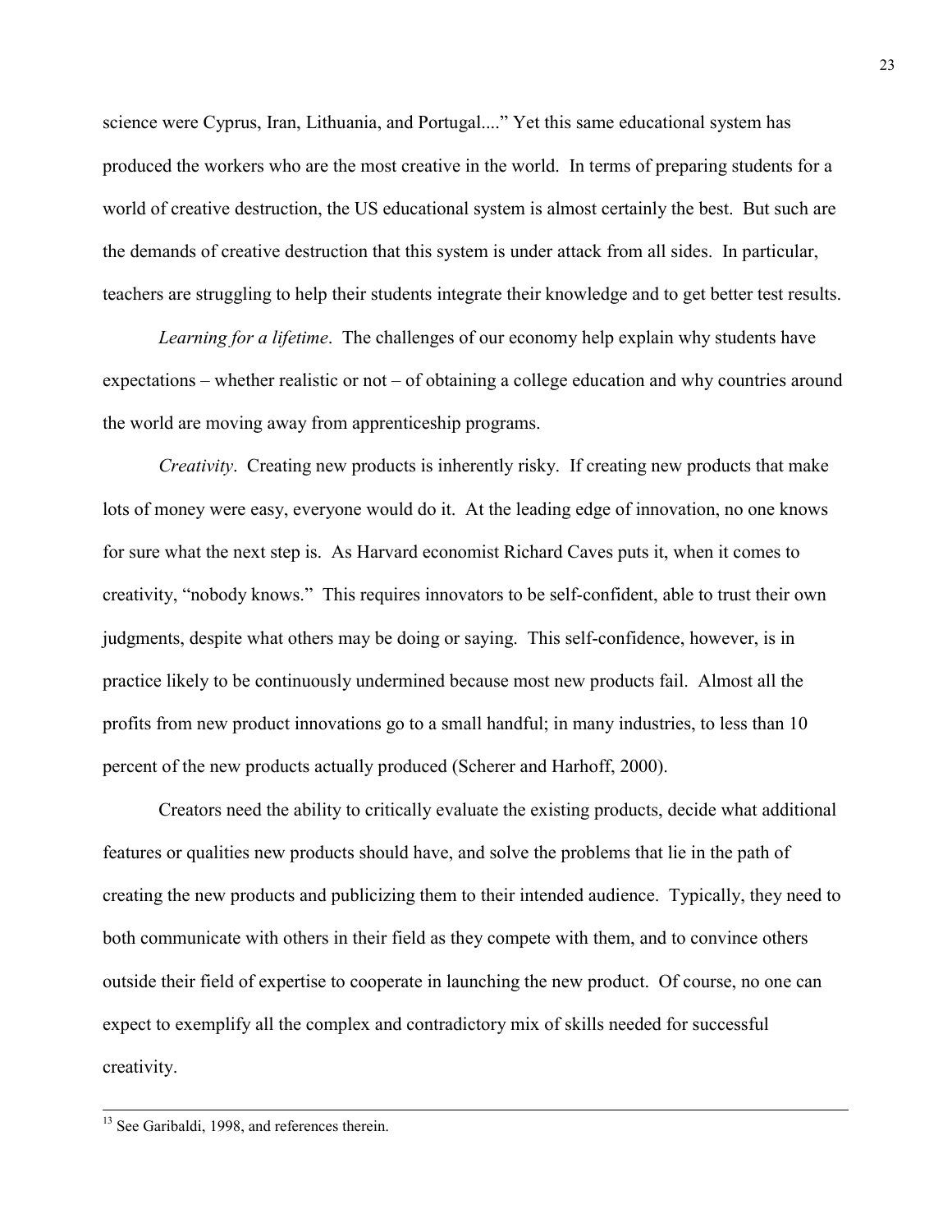science were Cyprus, Iran, Lithuania, and Portugal...." Yet this same educational system has produced the workers who are the most creative in the world. In terms of preparing students for a world of creative destruction, the US educational system is almost certainly the best. But such are the demands of creative destruction that this system is under attack from all sides. In particular, teachers are struggling to help their students integrate their knowledge and to get better test results.

*Learning for a lifetime*. The challenges of our economy help explain why students have expectations – whether realistic or not – of obtaining a college education and why countries around the world are moving away from apprenticeship programs.

*Creativity*. Creating new products is inherently risky. If creating new products that make lots of money were easy, everyone would do it. At the leading edge of innovation, no one knows for sure what the next step is. As Harvard economist Richard Caves puts it, when it comes to creativity, "nobody knows." This requires innovators to be self-confident, able to trust their own judgments, despite what others may be doing or saying. This self-confidence, however, is in practice likely to be continuously undermined because most new products fail. Almost all the profits from new product innovations go to a small handful; in many industries, to less than 10 percent of the new products actually produced (Scherer and Harhoff, 2000).

Creators need the ability to critically evaluate the existing products, decide what additional features or qualities new products should have, and solve the problems that lie in the path of creating the new products and publicizing them to their intended audience. Typically, they need to both communicate with others in their field as they compete with them, and to convince others outside their field of expertise to cooperate in launching the new product. Of course, no one can expect to exemplify all the complex and contradictory mix of skills needed for successful creativity.

[13] See Garibaldi, 1998, and references therein.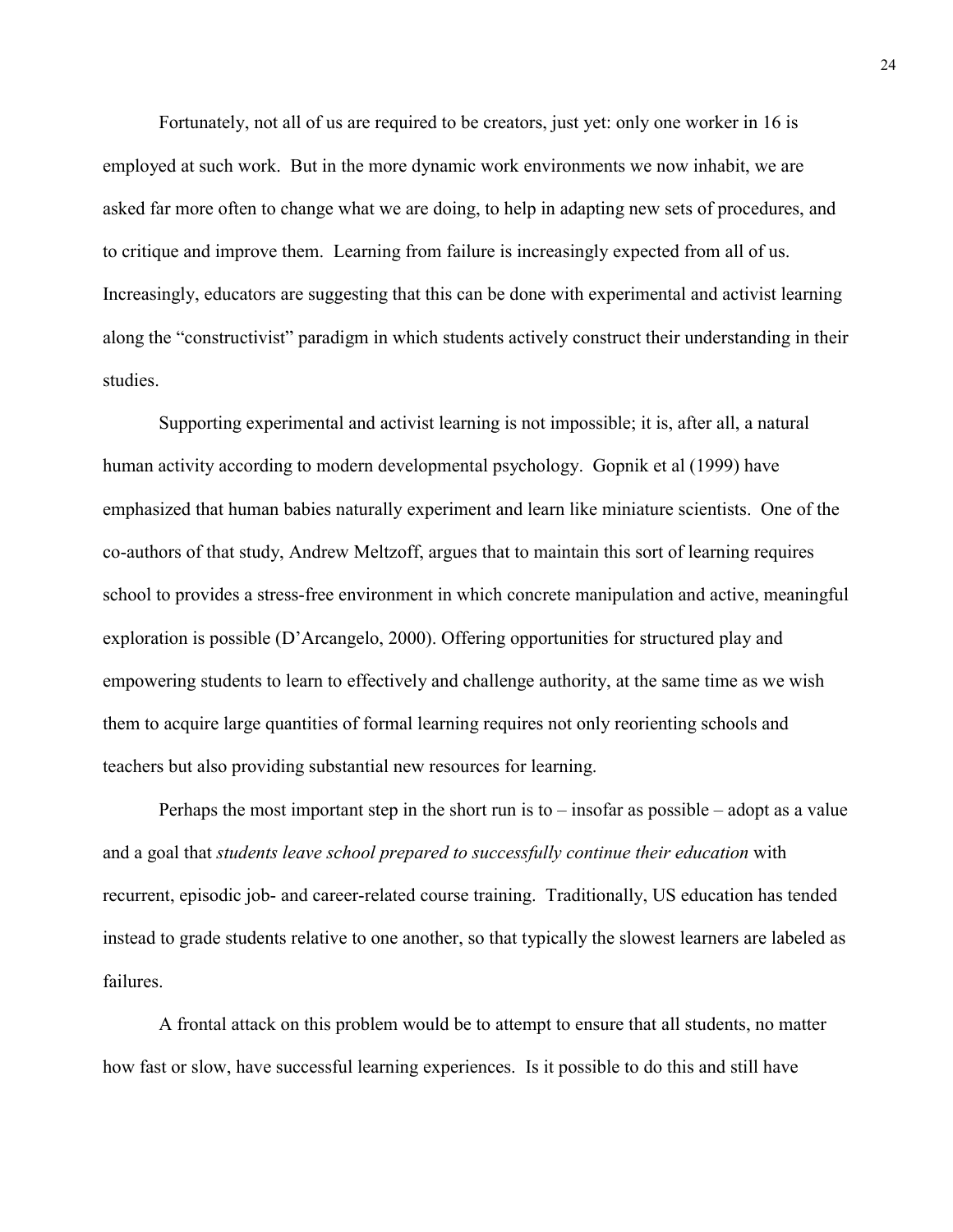Fortunately, not all of us are required to be creators, just yet: only one worker in 16 is employed at such work. But in the more dynamic work environments we now inhabit, we are asked far more often to change what we are doing, to help in adapting new sets of procedures, and to critique and improve them. Learning from failure is increasingly expected from all of us. Increasingly, educators are suggesting that this can be done with experimental and activist learning along the "constructivist" paradigm in which students actively construct their understanding in their studies.

Supporting experimental and activist learning is not impossible; it is, after all, a natural human activity according to modern developmental psychology. Gopnik et al (1999) have emphasized that human babies naturally experiment and learn like miniature scientists. One of the co-authors of that study, Andrew Meltzoff, argues that to maintain this sort of learning requires school to provides a stress-free environment in which concrete manipulation and active, meaningful exploration is possible (D'Arcangelo, 2000). Offering opportunities for structured play and empowering students to learn to effectively and challenge authority, at the same time as we wish them to acquire large quantities of formal learning requires not only reorienting schools and teachers but also providing substantial new resources for learning.

Perhaps the most important step in the short run is to – insofar as possible – adopt as a value and a goal that *students leave school prepared to successfully continue their education* with recurrent, episodic job- and career-related course training. Traditionally, US education has tended instead to grade students relative to one another, so that typically the slowest learners are labeled as failures.

A frontal attack on this problem would be to attempt to ensure that all students, no matter how fast or slow, have successful learning experiences. Is it possible to do this and still have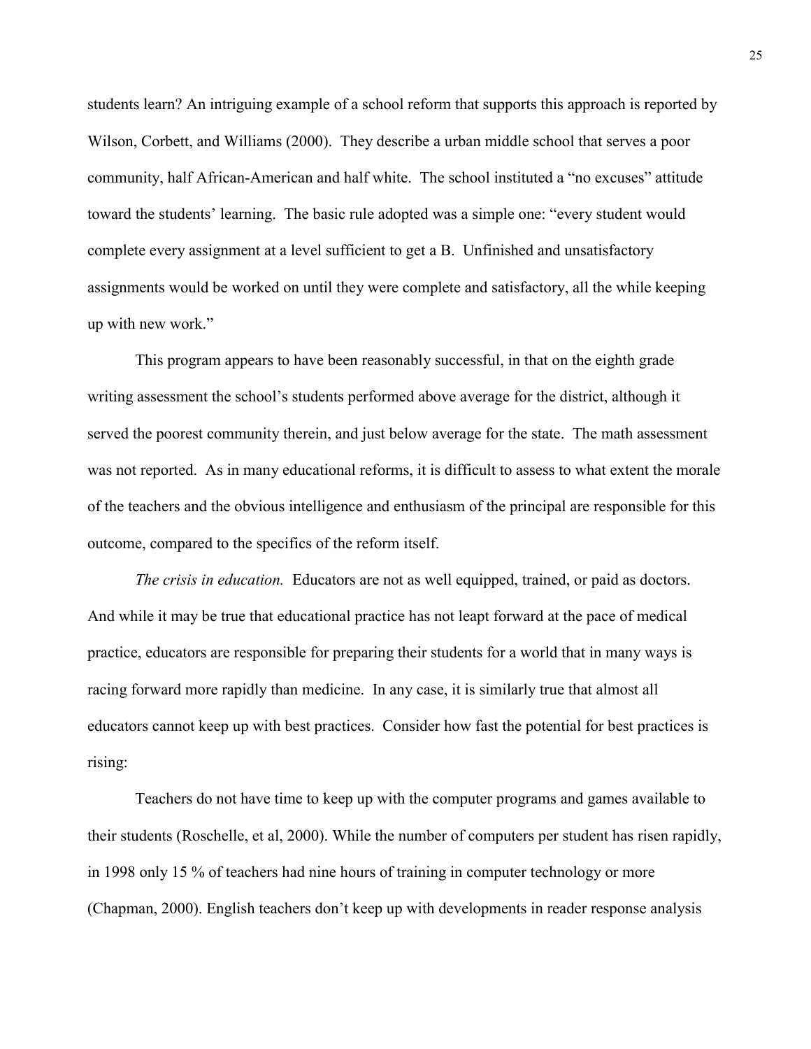students learn? An intriguing example of a school reform that supports this approach is reported by Wilson, Corbett, and Williams (2000). They describe a urban middle school that serves a poor community, half African-American and half white. The school instituted a "no excuses" attitude toward the students' learning. The basic rule adopted was a simple one: "every student would complete every assignment at a level sufficient to get a B. Unfinished and unsatisfactory assignments would be worked on until they were complete and satisfactory, all the while keeping up with new work."

This program appears to have been reasonably successful, in that on the eighth grade writing assessment the school's students performed above average for the district, although it served the poorest community therein, and just below average for the state. The math assessment was not reported. As in many educational reforms, it is difficult to assess to what extent the morale of the teachers and the obvious intelligence and enthusiasm of the principal are responsible for this outcome, compared to the specifics of the reform itself.

*The crisis in education.* Educators are not as well equipped, trained, or paid as doctors. And while it may be true that educational practice has not leapt forward at the pace of medical practice, educators are responsible for preparing their students for a world that in many ways is racing forward more rapidly than medicine. In any case, it is similarly true that almost all educators cannot keep up with best practices. Consider how fast the potential for best practices is rising:

Teachers do not have time to keep up with the computer programs and games available to their students (Roschelle, et al, 2000). While the number of computers per student has risen rapidly, in 1998 only 15 % of teachers had nine hours of training in computer technology or more (Chapman, 2000). English teachers don't keep up with developments in reader response analysis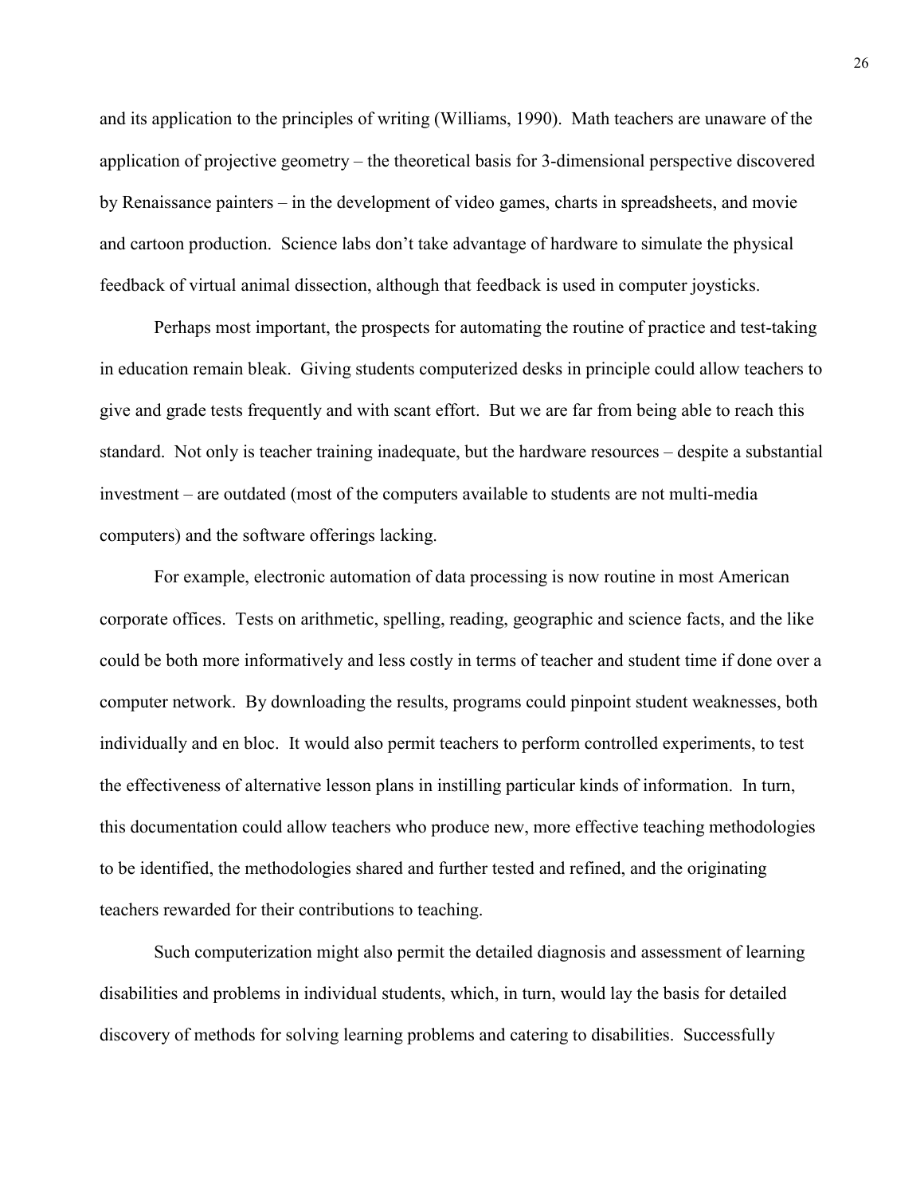and its application to the principles of writing (Williams, 1990). Math teachers are unaware of the application of projective geometry – the theoretical basis for 3-dimensional perspective discovered by Renaissance painters – in the development of video games, charts in spreadsheets, and movie and cartoon production. Science labs don't take advantage of hardware to simulate the physical feedback of virtual animal dissection, although that feedback is used in computer joysticks.

Perhaps most important, the prospects for automating the routine of practice and test-taking in education remain bleak. Giving students computerized desks in principle could allow teachers to give and grade tests frequently and with scant effort. But we are far from being able to reach this standard. Not only is teacher training inadequate, but the hardware resources – despite a substantial investment – are outdated (most of the computers available to students are not multi-media computers) and the software offerings lacking.

For example, electronic automation of data processing is now routine in most American corporate offices. Tests on arithmetic, spelling, reading, geographic and science facts, and the like could be both more informatively and less costly in terms of teacher and student time if done over a computer network. By downloading the results, programs could pinpoint student weaknesses, both individually and en bloc. It would also permit teachers to perform controlled experiments, to test the effectiveness of alternative lesson plans in instilling particular kinds of information. In turn, this documentation could allow teachers who produce new, more effective teaching methodologies to be identified, the methodologies shared and further tested and refined, and the originating teachers rewarded for their contributions to teaching.

Such computerization might also permit the detailed diagnosis and assessment of learning disabilities and problems in individual students, which, in turn, would lay the basis for detailed discovery of methods for solving learning problems and catering to disabilities. Successfully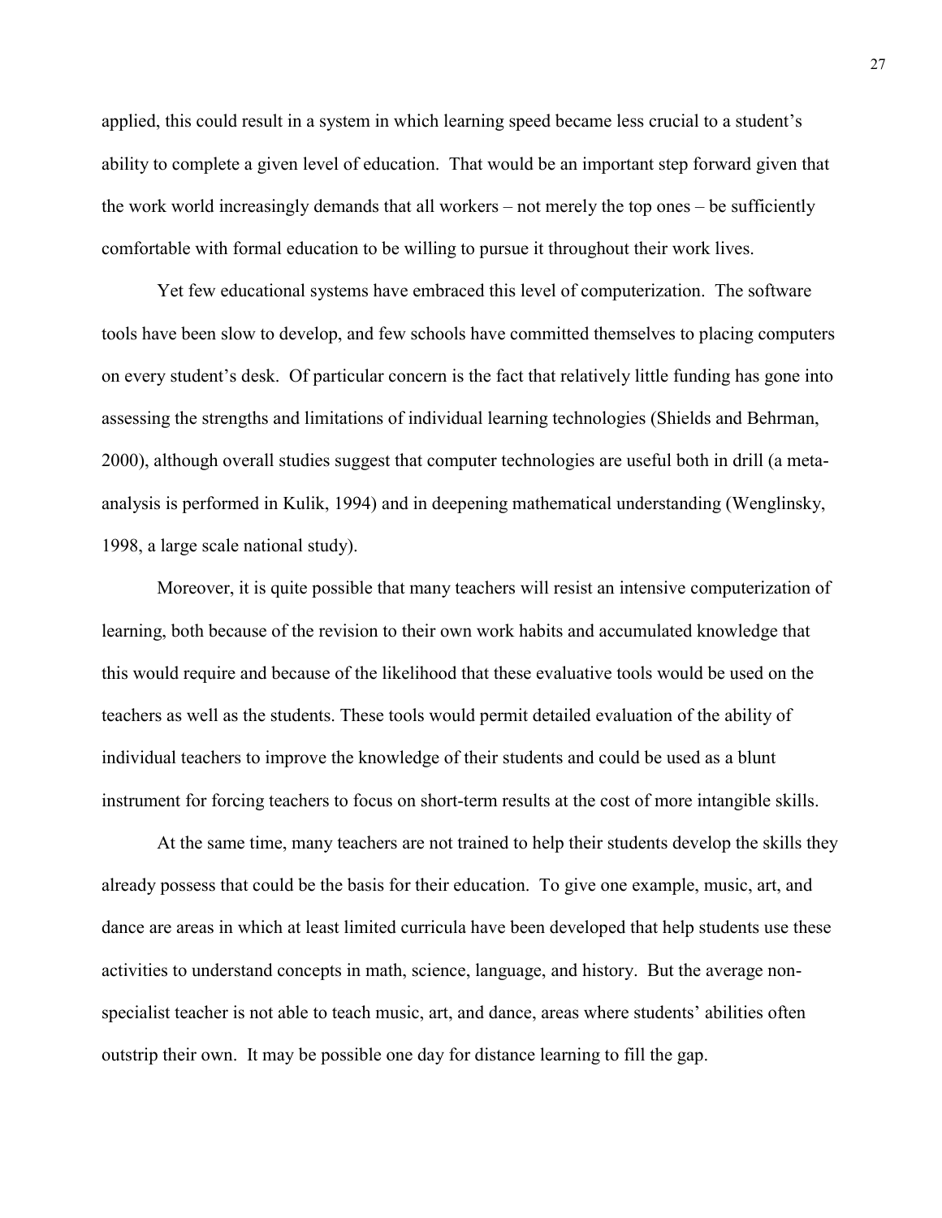applied, this could result in a system in which learning speed became less crucial to a student's ability to complete a given level of education. That would be an important step forward given that the work world increasingly demands that all workers – not merely the top ones – be sufficiently comfortable with formal education to be willing to pursue it throughout their work lives.

Yet few educational systems have embraced this level of computerization. The software tools have been slow to develop, and few schools have committed themselves to placing computers on every student's desk. Of particular concern is the fact that relatively little funding has gone into assessing the strengths and limitations of individual learning technologies (Shields and Behrman, 2000), although overall studies suggest that computer technologies are useful both in drill (a meta-analysis is performed in Kulik, 1994) and in deepening mathematical understanding (Wenglinsky, 1998, a large scale national study).

Moreover, it is quite possible that many teachers will resist an intensive computerization of learning, both because of the revision to their own work habits and accumulated knowledge that this would require and because of the likelihood that these evaluative tools would be used on the teachers as well as the students. These tools would permit detailed evaluation of the ability of individual teachers to improve the knowledge of their students and could be used as a blunt instrument for forcing teachers to focus on short-term results at the cost of more intangible skills.

At the same time, many teachers are not trained to help their students develop the skills they already possess that could be the basis for their education. To give one example, music, art, and dance are areas in which at least limited curricula have been developed that help students use these activities to understand concepts in math, science, language, and history. But the average non-specialist teacher is not able to teach music, art, and dance, areas where students' abilities often outstrip their own. It may be possible one day for distance learning to fill the gap.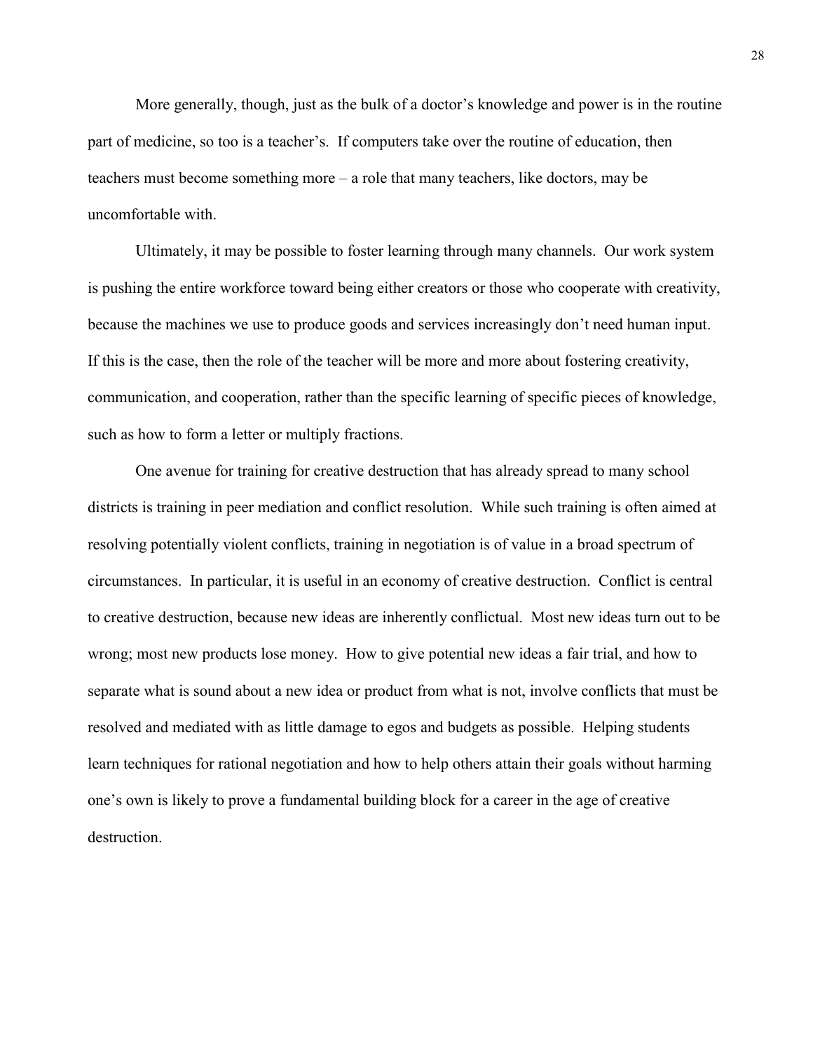More generally, though, just as the bulk of a doctor's knowledge and power is in the routine part of medicine, so too is a teacher's. If computers take over the routine of education, then teachers must become something more – a role that many teachers, like doctors, may be uncomfortable with.

Ultimately, it may be possible to foster learning through many channels. Our work system is pushing the entire workforce toward being either creators or those who cooperate with creativity, because the machines we use to produce goods and services increasingly don't need human input. If this is the case, then the role of the teacher will be more and more about fostering creativity, communication, and cooperation, rather than the specific learning of specific pieces of knowledge, such as how to form a letter or multiply fractions.

One avenue for training for creative destruction that has already spread to many school districts is training in peer mediation and conflict resolution. While such training is often aimed at resolving potentially violent conflicts, training in negotiation is of value in a broad spectrum of circumstances. In particular, it is useful in an economy of creative destruction. Conflict is central to creative destruction, because new ideas are inherently conflictual. Most new ideas turn out to be wrong; most new products lose money. How to give potential new ideas a fair trial, and how to separate what is sound about a new idea or product from what is not, involve conflicts that must be resolved and mediated with as little damage to egos and budgets as possible. Helping students learn techniques for rational negotiation and how to help others attain their goals without harming one's own is likely to prove a fundamental building block for a career in the age of creative destruction.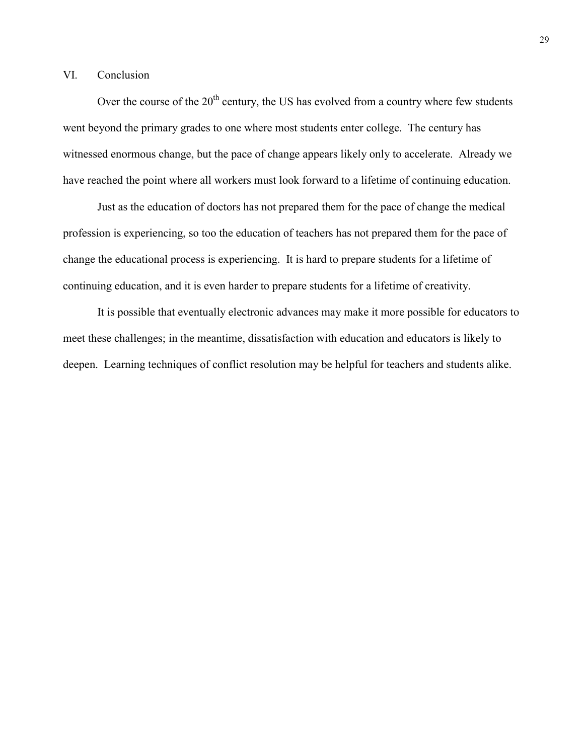## VI. Conclusion

Over the course of the 20th century, the US has evolved from a country where few students went beyond the primary grades to one where most students enter college. The century has witnessed enormous change, but the pace of change appears likely only to accelerate. Already we have reached the point where all workers must look forward to a lifetime of continuing education.

Just as the education of doctors has not prepared them for the pace of change the medical profession is experiencing, so too the education of teachers has not prepared them for the pace of change the educational process is experiencing. It is hard to prepare students for a lifetime of continuing education, and it is even harder to prepare students for a lifetime of creativity.

It is possible that eventually electronic advances may make it more possible for educators to meet these challenges; in the meantime, dissatisfaction with education and educators is likely to deepen. Learning techniques of conflict resolution may be helpful for teachers and students alike.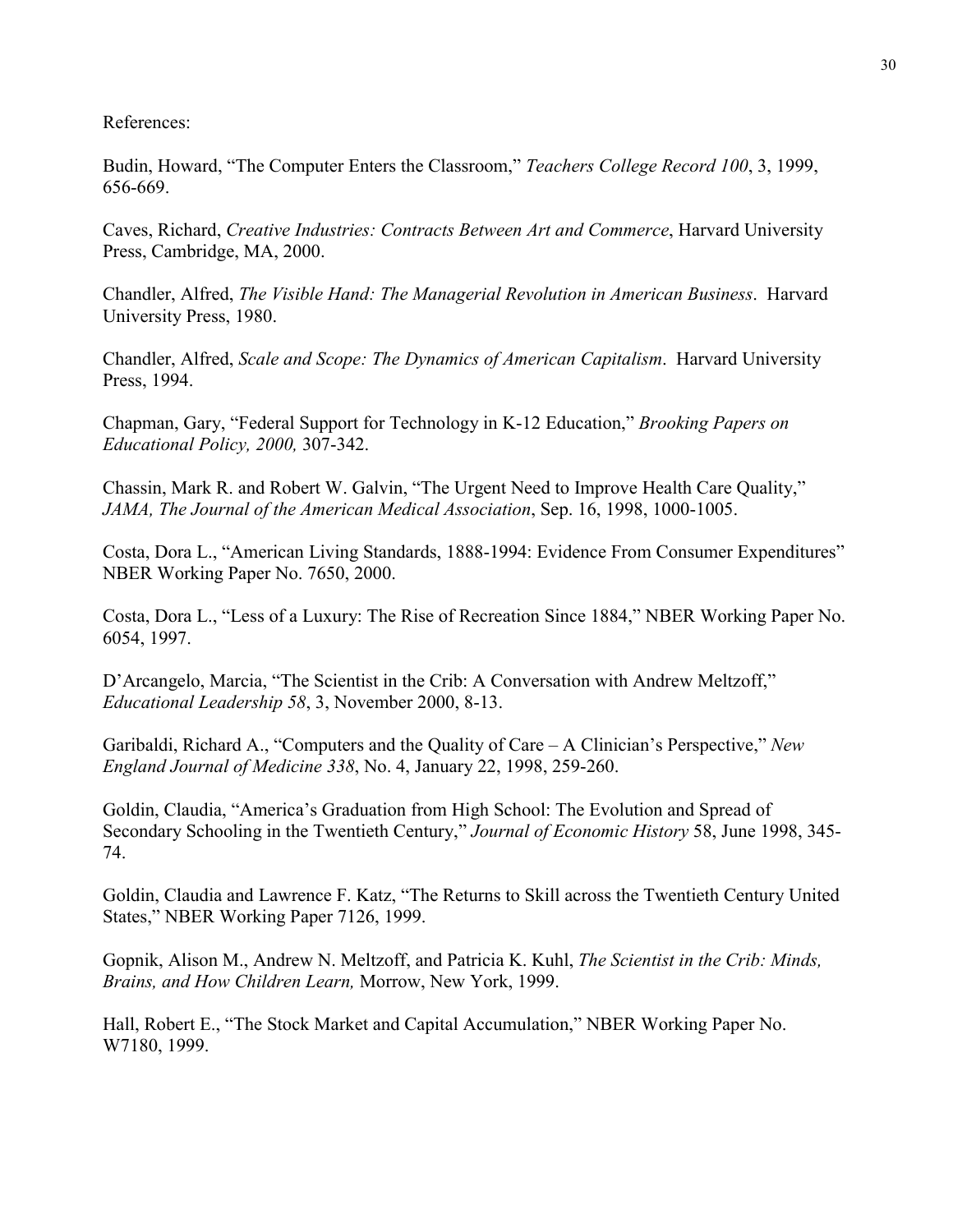References:

Budin, Howard, "The Computer Enters the Classroom," *Teachers College Record 100*, 3, 1999, 656-669.

Caves, Richard, *Creative Industries: Contracts Between Art and Commerce*, Harvard University Press, Cambridge, MA, 2000.

Chandler, Alfred, *The Visible Hand: The Managerial Revolution in American Business*. Harvard University Press, 1980.

Chandler, Alfred, *Scale and Scope: The Dynamics of American Capitalism*. Harvard University Press, 1994.

Chapman, Gary, "Federal Support for Technology in K-12 Education," *Brooking Papers on Educational Policy, 2000,* 307-342.

Chassin, Mark R. and Robert W. Galvin, "The Urgent Need to Improve Health Care Quality," *JAMA, The Journal of the American Medical Association*, Sep. 16, 1998, 1000-1005.

Costa, Dora L., "American Living Standards, 1888-1994: Evidence From Consumer Expenditures" NBER Working Paper No. 7650, 2000.

Costa, Dora L., "Less of a Luxury: The Rise of Recreation Since 1884," NBER Working Paper No. 6054, 1997.

D'Arcangelo, Marcia, "The Scientist in the Crib: A Conversation with Andrew Meltzoff," *Educational Leadership 58*, 3, November 2000, 8-13.

Garibaldi, Richard A., "Computers and the Quality of Care – A Clinician's Perspective," *New England Journal of Medicine 338*, No. 4, January 22, 1998, 259-260.

Goldin, Claudia, "America's Graduation from High School: The Evolution and Spread of Secondary Schooling in the Twentieth Century," *Journal of Economic History* 58, June 1998, 345-74.

Goldin, Claudia and Lawrence F. Katz, "The Returns to Skill across the Twentieth Century United States," NBER Working Paper 7126, 1999.

Gopnik, Alison M., Andrew N. Meltzoff, and Patricia K. Kuhl, *The Scientist in the Crib: Minds, Brains, and How Children Learn,* Morrow, New York, 1999.

Hall, Robert E., "The Stock Market and Capital Accumulation," NBER Working Paper No. W7180, 1999.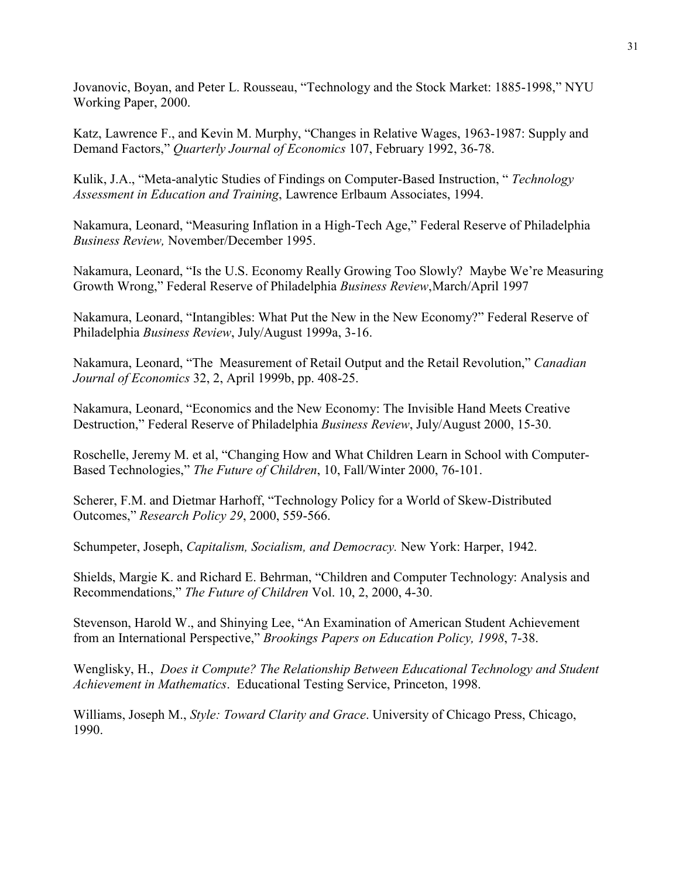Jovanovic, Boyan, and Peter L. Rousseau, "Technology and the Stock Market: 1885-1998," NYU Working Paper, 2000.

Katz, Lawrence F., and Kevin M. Murphy, "Changes in Relative Wages, 1963-1987: Supply and Demand Factors," *Quarterly Journal of Economics* 107, February 1992, 36-78.

Kulik, J.A., "Meta-analytic Studies of Findings on Computer-Based Instruction, " *Technology Assessment in Education and Training*, Lawrence Erlbaum Associates, 1994.

Nakamura, Leonard, "Measuring Inflation in a High-Tech Age," Federal Reserve of Philadelphia *Business Review,* November/December 1995.

Nakamura, Leonard, "Is the U.S. Economy Really Growing Too Slowly? Maybe We're Measuring Growth Wrong," Federal Reserve of Philadelphia *Business Review*,March/April 1997

Nakamura, Leonard, "Intangibles: What Put the New in the New Economy?" Federal Reserve of Philadelphia *Business Review*, July/August 1999a, 3-16.

Nakamura, Leonard, "The Measurement of Retail Output and the Retail Revolution," *Canadian Journal of Economics* 32, 2, April 1999b, pp. 408-25.

Nakamura, Leonard, "Economics and the New Economy: The Invisible Hand Meets Creative Destruction," Federal Reserve of Philadelphia *Business Review*, July/August 2000, 15-30.

Roschelle, Jeremy M. et al, "Changing How and What Children Learn in School with Computer-Based Technologies," *The Future of Children*, 10, Fall/Winter 2000, 76-101.

Scherer, F.M. and Dietmar Harhoff, "Technology Policy for a World of Skew-Distributed Outcomes," *Research Policy 29*, 2000, 559-566.

Schumpeter, Joseph, *Capitalism, Socialism, and Democracy.* New York: Harper, 1942.

Shields, Margie K. and Richard E. Behrman, "Children and Computer Technology: Analysis and Recommendations," *The Future of Children* Vol. 10, 2, 2000, 4-30.

Stevenson, Harold W., and Shinying Lee, "An Examination of American Student Achievement from an International Perspective," *Brookings Papers on Education Policy, 1998*, 7-38.

Wenglisky, H., *Does it Compute? The Relationship Between Educational Technology and Student Achievement in Mathematics*. Educational Testing Service, Princeton, 1998.

Williams, Joseph M., *Style: Toward Clarity and Grace*. University of Chicago Press, Chicago, 1990.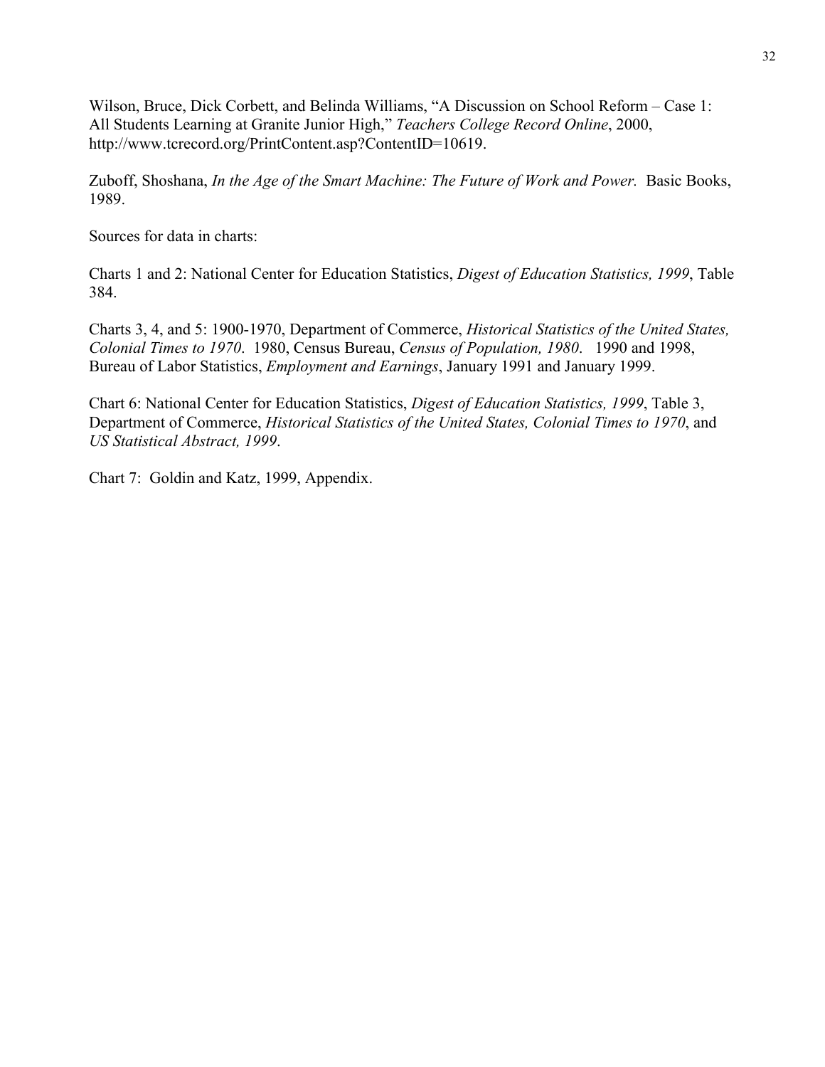Wilson, Bruce, Dick Corbett, and Belinda Williams, "A Discussion on School Reform – Case 1: All Students Learning at Granite Junior High," *Teachers College Record Online*, 2000, http://www.tcrecord.org/PrintContent.asp?ContentID=10619.

Zuboff, Shoshana, *In the Age of the Smart Machine: The Future of Work and Power.* Basic Books, 1989.

Sources for data in charts:

Charts 1 and 2: National Center for Education Statistics, *Digest of Education Statistics, 1999*, Table 384.

Charts 3, 4, and 5: 1900-1970, Department of Commerce, *Historical Statistics of the United States, Colonial Times to 1970*. 1980, Census Bureau, *Census of Population, 1980*. 1990 and 1998, Bureau of Labor Statistics, *Employment and Earnings*, January 1991 and January 1999.

Chart 6: National Center for Education Statistics, *Digest of Education Statistics, 1999*, Table 3, Department of Commerce, *Historical Statistics of the United States, Colonial Times to 1970*, and *US Statistical Abstract, 1999*.

Chart 7: Goldin and Katz, 1999, Appendix.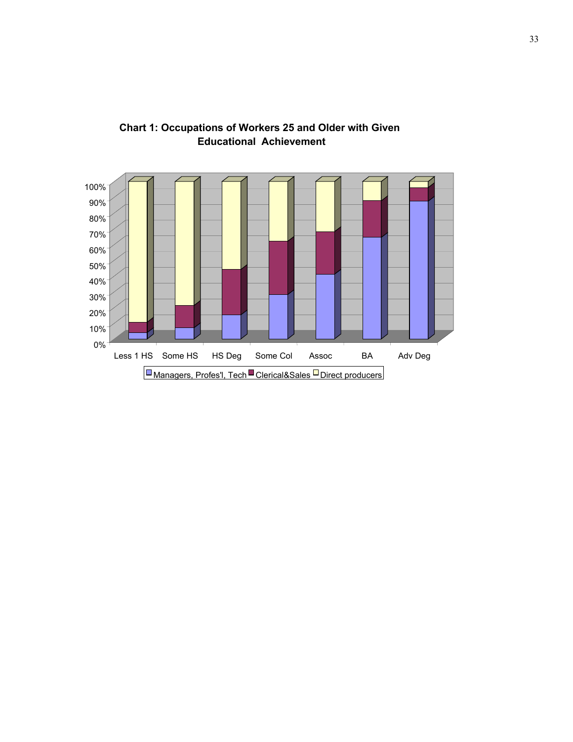**Chart 1: Occupations of Workers 25 and Older with Given Educational Achievement**

100%
90%
80%
70%
60%
50%
40%
30%
20%
10%
0%

Less 1 HS | Some HS | HS Deg | Some Col | Assoc | BA | Adv Deg

Managers, Profes'l, Tech | Clerical&Sales | Direct producers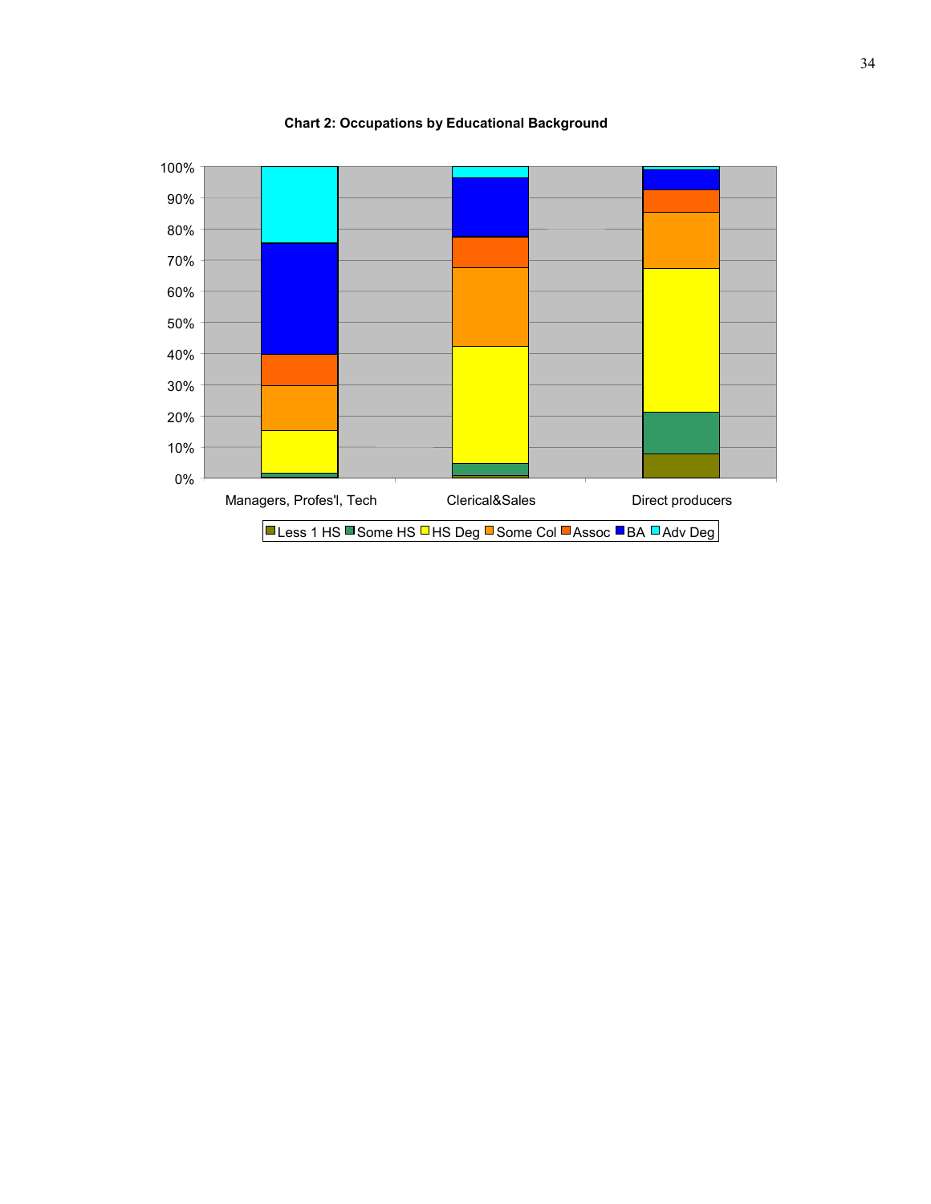**Chart 2: Occupations by Educational Background**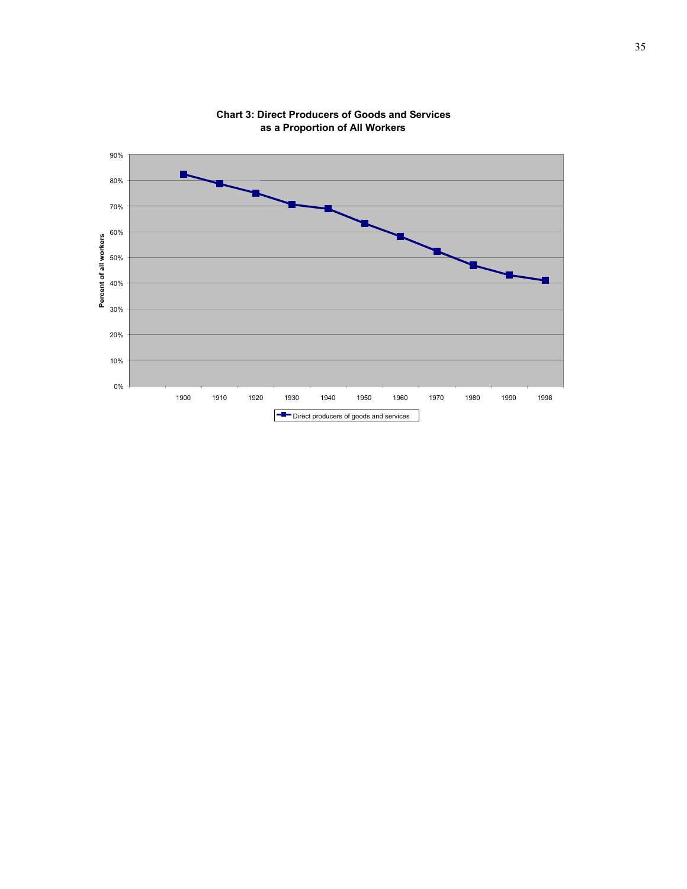**Chart 3: Direct Producers of Goods and Services as a Proportion of All Workers**

Percent of all workers

90%
80%
70%
60%
50%
40%
30%
20%
10%
0%

1900 1910 1920 1930 1940 1950 1960 1970 1980 1990 1998

Direct producers of goods and services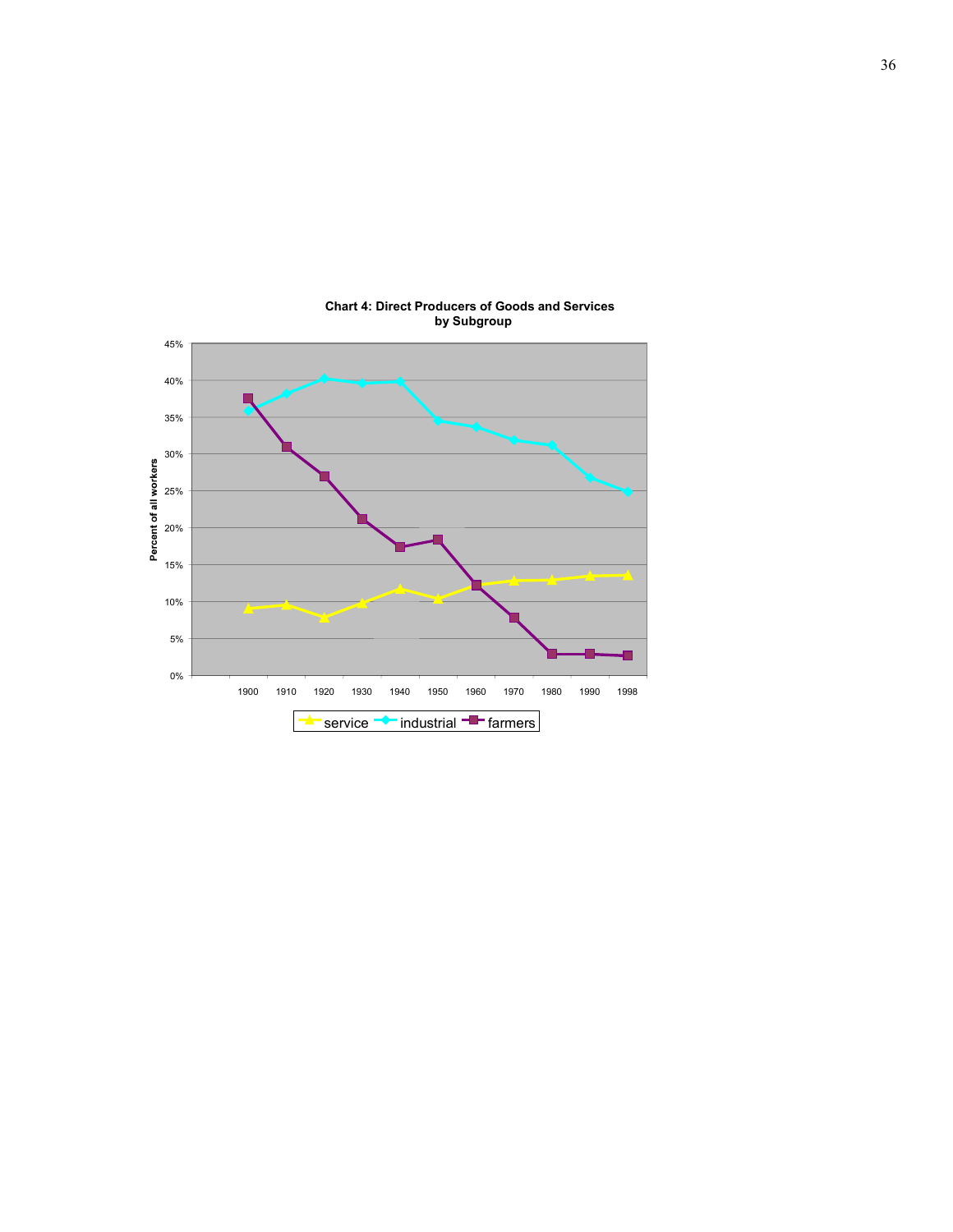**Chart 4: Direct Producers of Goods and Services by Subgroup**

| Year | service | industrial | farmers |
|---|---|---|---|
| 1900 | 9% | 36% | 37.5% |
| 1910 | 9.5% | 38% | 31% |
| 1920 | 8% | 40% | 27% |
| 1930 | 10% | 39.5% | 21% |
| 1940 | 11.5% | 40% | 17.5% |
| 1950 | 10.5% | 34.5% | 18% |
| 1960 | 12% | 33.5% | 12% |
| 1970 | 13% | 32% | 8% |
| 1980 | 13% | 31% | 3% |
| 1990 | 13.5% | 27% | 3% |
| 1998 | 13.5% | 25% | 2.5% |

Percent of all workers (values approximate, read from chart)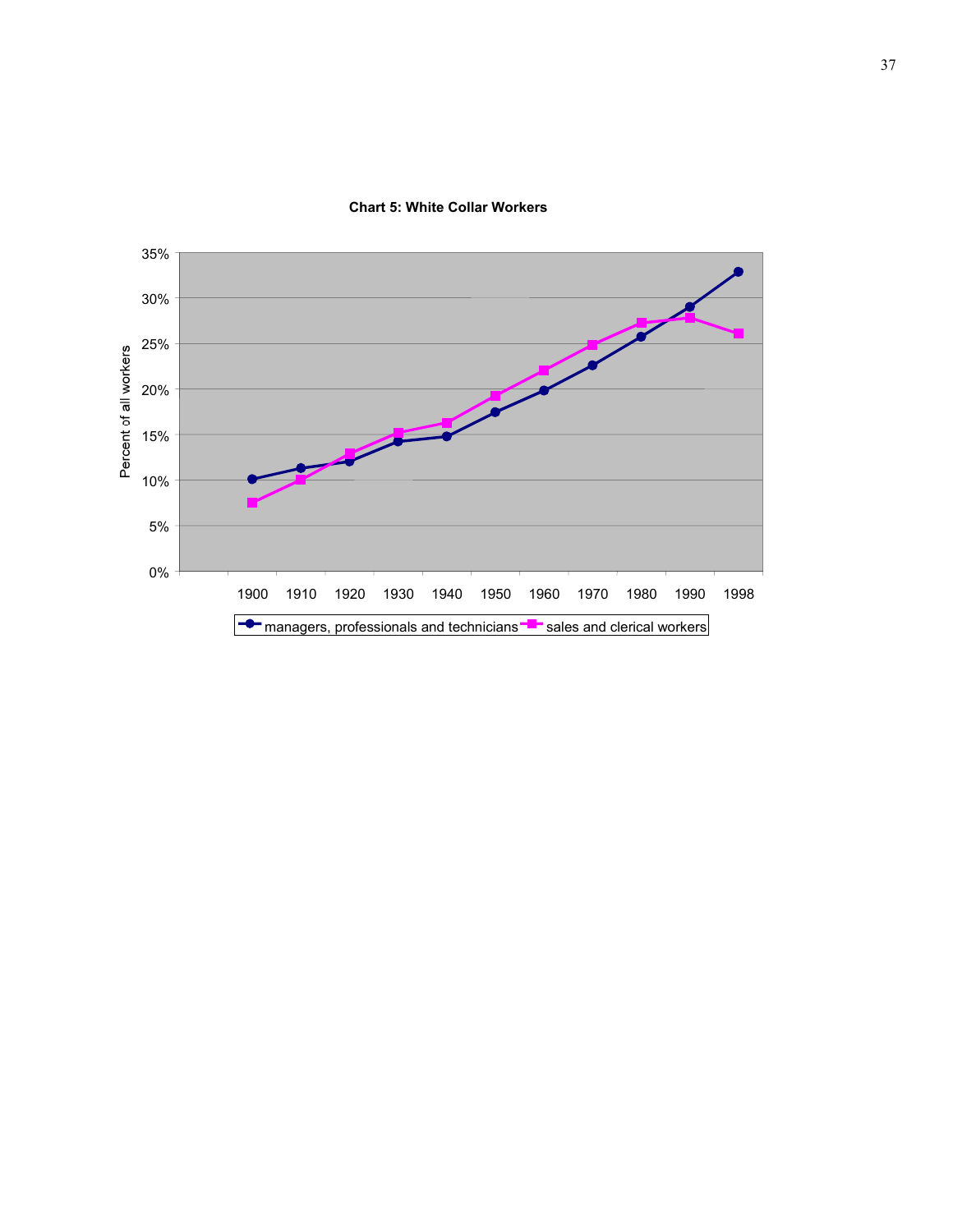**Chart 5: White Collar Workers**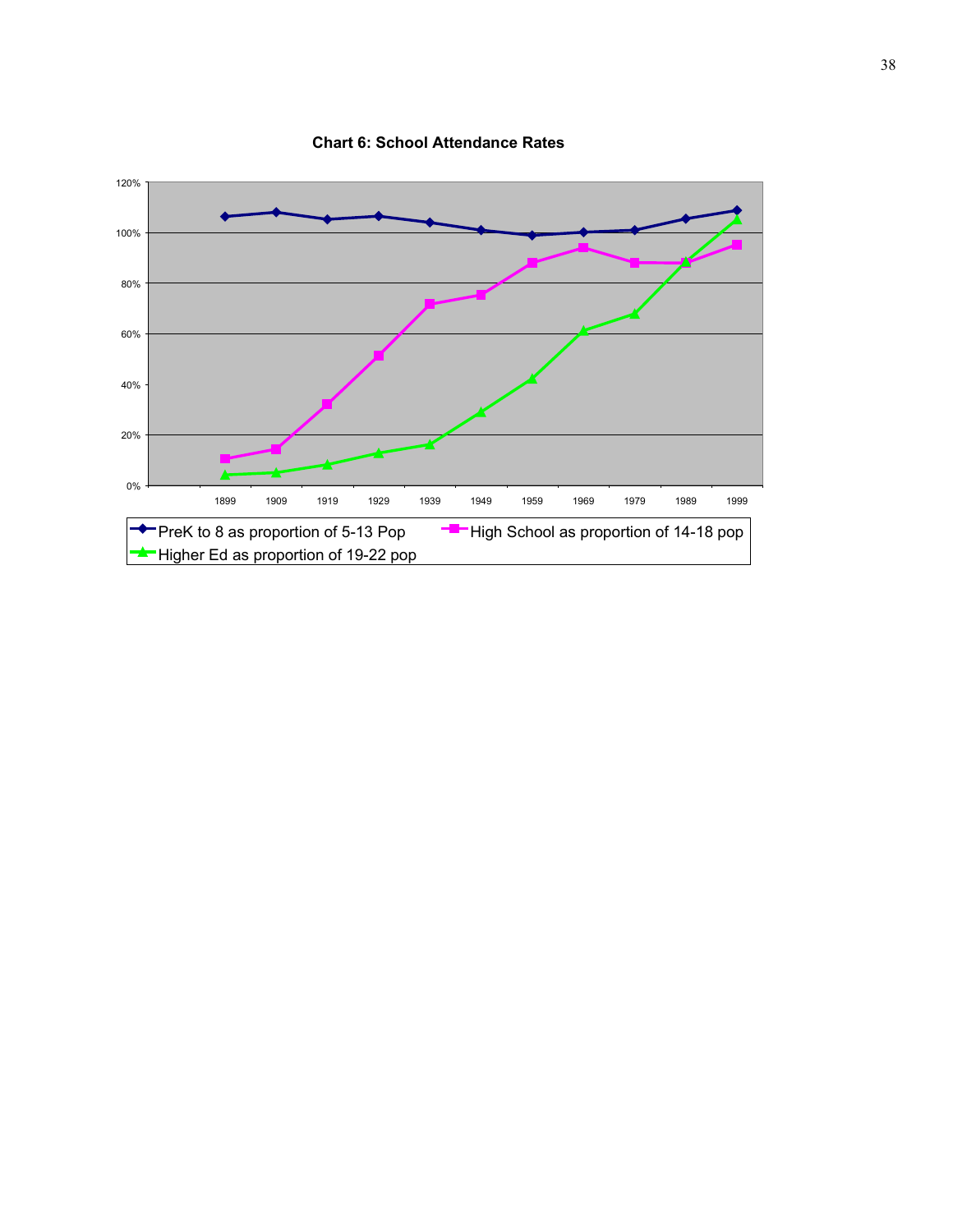**Chart 6: School Attendance Rates**

120%

100%

80%

60%

40%

20%

0%

1899 1909 1919 1929 1939 1949 1959 1969 1979 1989 1999

PreK to 8 as proportion of 5-13 Pop

High School as proportion of 14-18 pop

Higher Ed as proportion of 19-22 pop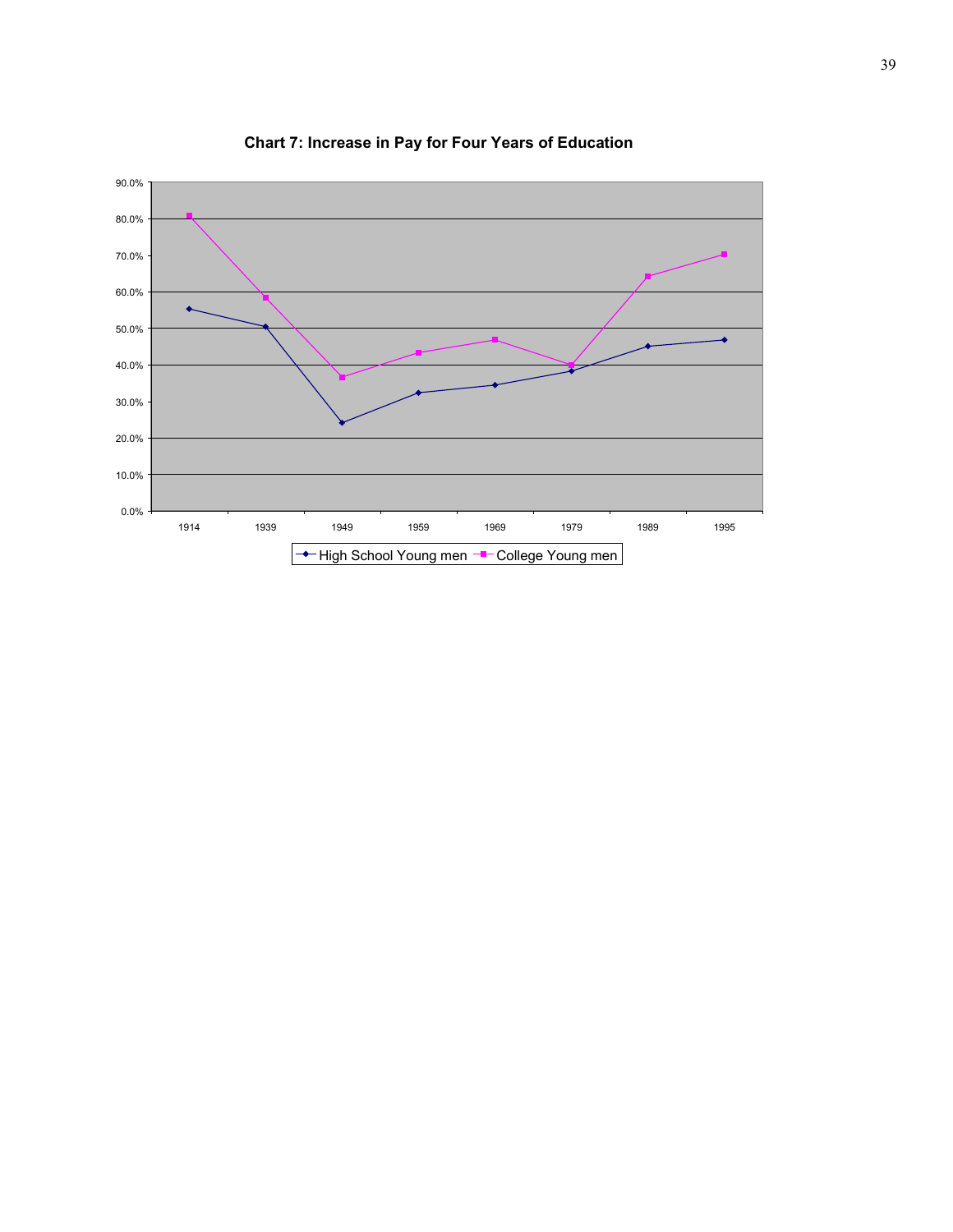**Chart 7: Increase in Pay for Four Years of Education**

90.0%
80.0%
70.0%
60.0%
50.0%
40.0%
30.0%
20.0%
10.0%
0.0%

1914 1939 1949 1959 1969 1979 1989 1995

High School Young men
College Young men